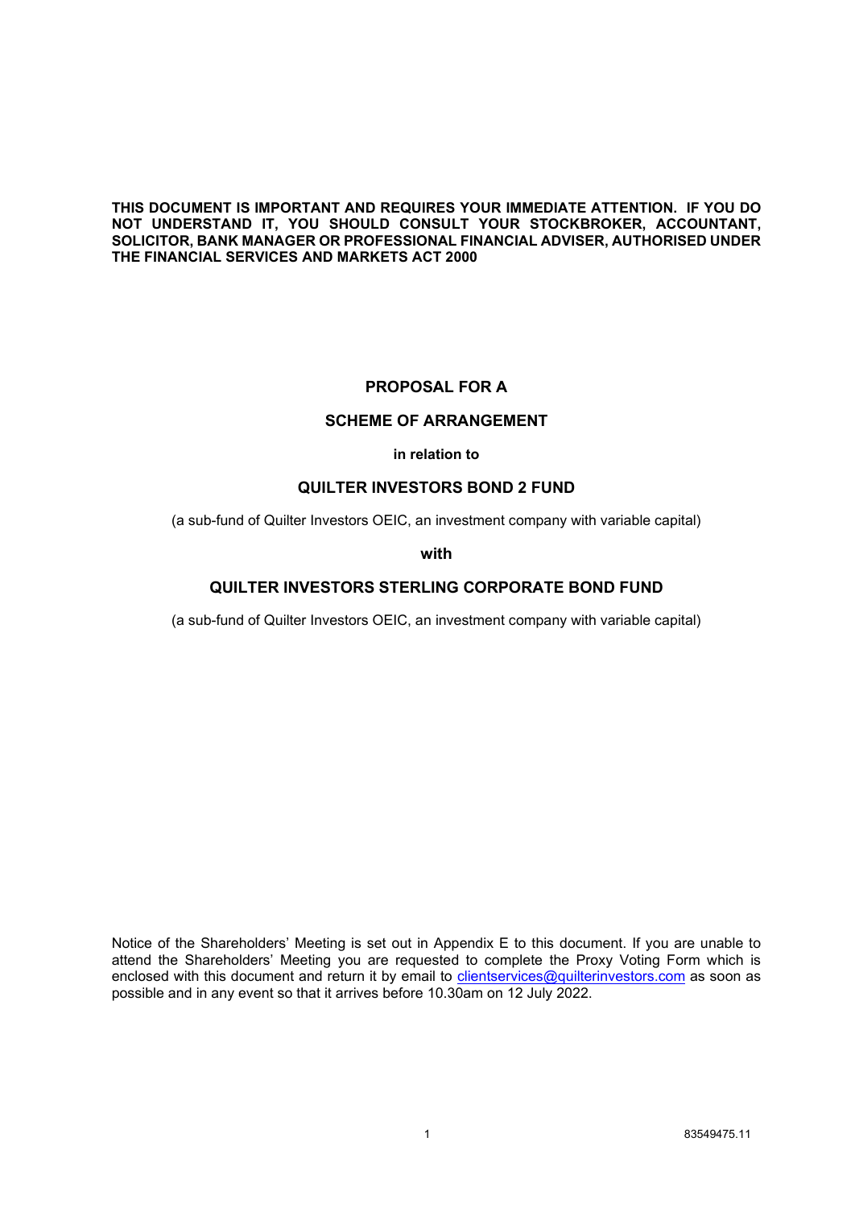**THIS DOCUMENT IS IMPORTANT AND REQUIRES YOUR IMMEDIATE ATTENTION. IF YOU DO NOT UNDERSTAND IT, YOU SHOULD CONSULT YOUR STOCKBROKER, ACCOUNTANT, SOLICITOR, BANK MANAGER OR PROFESSIONAL FINANCIAL ADVISER, AUTHORISED UNDER THE FINANCIAL SERVICES AND MARKETS ACT 2000**

# PROPOSAL FOR A

# SCHEME OF ARRANGEMENT

**in relation to**

# QUILTER INVESTORS BOND 2 FUND

(a sub-fund of Quilter Investors OEIC, an investment company with variable capital)

**with**

# QUILTER INVESTORS STERLING CORPORATE BOND FUND

(a sub-fund of Quilter Investors OEIC, an investment company with variable capital)

Notice of the Shareholders' Meeting is set out in Appendix E to this document. If you are unable to attend the Shareholders' Meeting you are requested to complete the Proxy Voting Form which is enclosed with this document and return it by email to clientservices@quilterinvestors.com as soon as possible and in any event so that it arrives before 10.30am on 12 July 2022.

83549475.11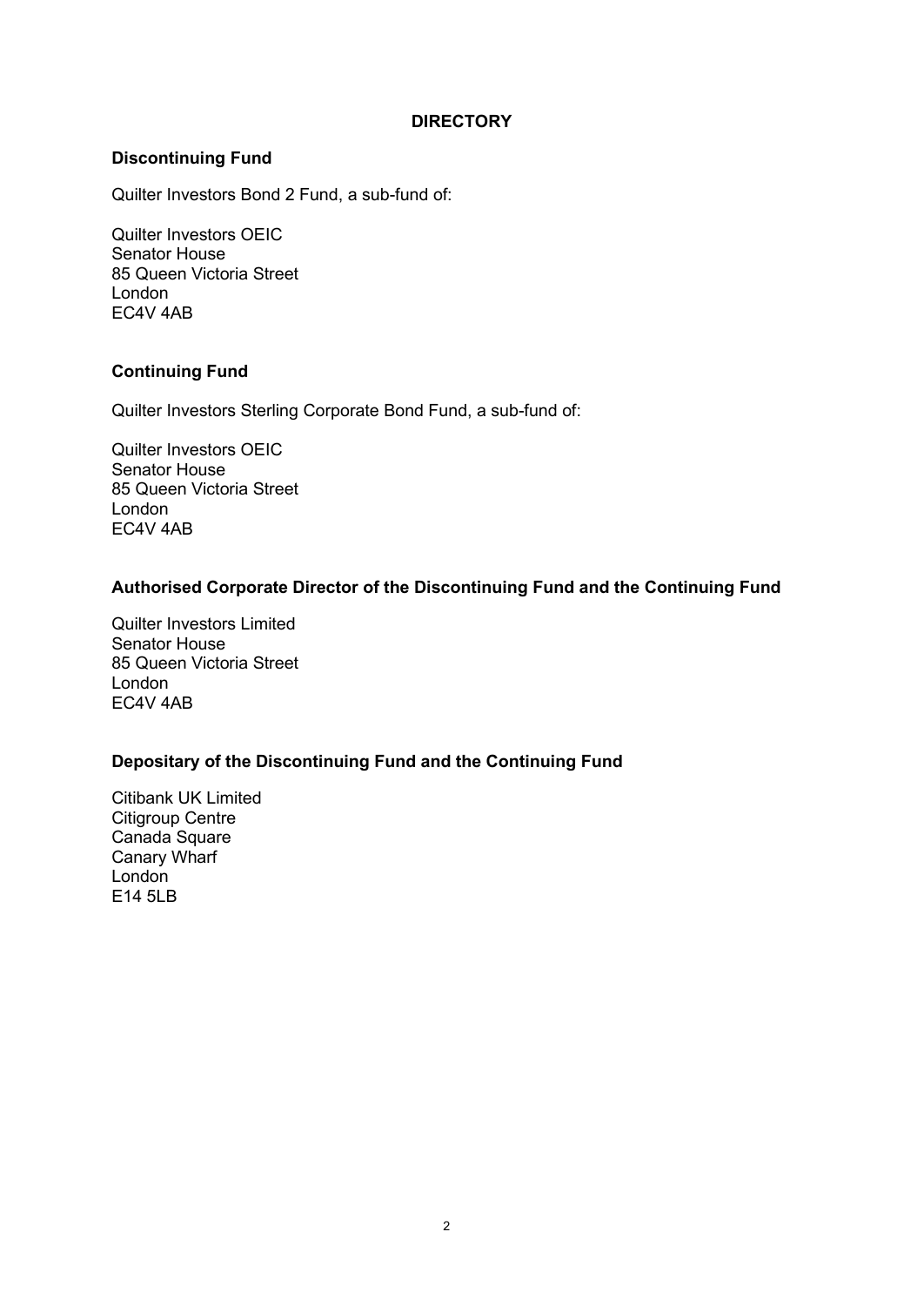# DIRECTORY

## Discontinuing Fund

Quilter Investors Bond 2 Fund, a sub-fund of:

Quilter Investors OEIC
Senator House
85 Queen Victoria Street
London
EC4V 4AB

## Continuing Fund

Quilter Investors Sterling Corporate Bond Fund, a sub-fund of:

Quilter Investors OEIC
Senator House
85 Queen Victoria Street
London
EC4V 4AB

## Authorised Corporate Director of the Discontinuing Fund and the Continuing Fund

Quilter Investors Limited
Senator House
85 Queen Victoria Street
London
EC4V 4AB

## Depositary of the Discontinuing Fund and the Continuing Fund

Citibank UK Limited
Citigroup Centre
Canada Square
Canary Wharf
London
E14 5LB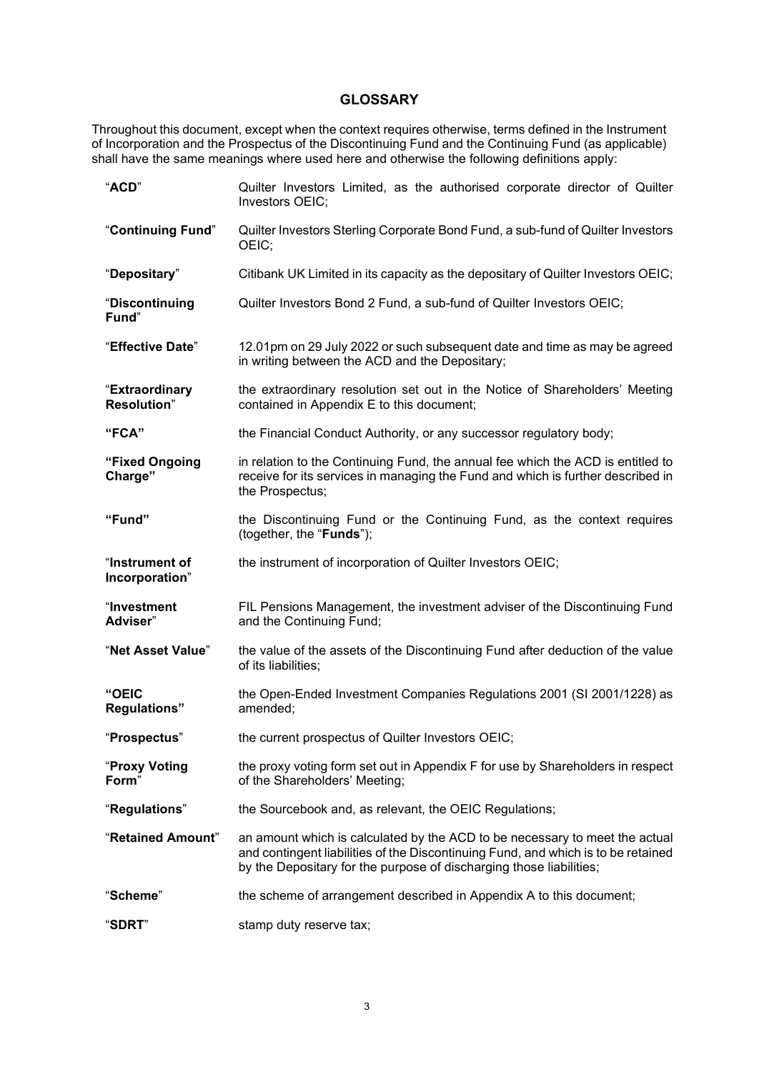# GLOSSARY

Throughout this document, except when the context requires otherwise, terms defined in the Instrument of Incorporation and the Prospectus of the Discontinuing Fund and the Continuing Fund (as applicable) shall have the same meanings where used here and otherwise the following definitions apply:

| | |
|---|---|
| "**ACD**" | Quilter Investors Limited, as the authorised corporate director of Quilter Investors OEIC; |
| "**Continuing Fund**" | Quilter Investors Sterling Corporate Bond Fund, a sub-fund of Quilter Investors OEIC; |
| "**Depositary**" | Citibank UK Limited in its capacity as the depositary of Quilter Investors OEIC; |
| "**Discontinuing Fund**" | Quilter Investors Bond 2 Fund, a sub-fund of Quilter Investors OEIC; |
| "**Effective Date**" | 12.01pm on 29 July 2022 or such subsequent date and time as may be agreed in writing between the ACD and the Depositary; |
| "**Extraordinary Resolution**" | the extraordinary resolution set out in the Notice of Shareholders' Meeting contained in Appendix E to this document; |
| **"FCA"** | the Financial Conduct Authority, or any successor regulatory body; |
| **"Fixed Ongoing Charge"** | in relation to the Continuing Fund, the annual fee which the ACD is entitled to receive for its services in managing the Fund and which is further described in the Prospectus; |
| **"Fund"** | the Discontinuing Fund or the Continuing Fund, as the context requires (together, the "**Funds**"); |
| "**Instrument of Incorporation**" | the instrument of incorporation of Quilter Investors OEIC; |
| "**Investment Adviser**" | FIL Pensions Management, the investment adviser of the Discontinuing Fund and the Continuing Fund; |
| "**Net Asset Value**" | the value of the assets of the Discontinuing Fund after deduction of the value of its liabilities; |
| **"OEIC Regulations"** | the Open-Ended Investment Companies Regulations 2001 (SI 2001/1228) as amended; |
| "**Prospectus**" | the current prospectus of Quilter Investors OEIC; |
| "**Proxy Voting Form**" | the proxy voting form set out in Appendix F for use by Shareholders in respect of the Shareholders' Meeting; |
| "**Regulations**" | the Sourcebook and, as relevant, the OEIC Regulations; |
| "**Retained Amount**" | an amount which is calculated by the ACD to be necessary to meet the actual and contingent liabilities of the Discontinuing Fund, and which is to be retained by the Depositary for the purpose of discharging those liabilities; |
| "**Scheme**" | the scheme of arrangement described in Appendix A to this document; |
| "**SDRT**" | stamp duty reserve tax; |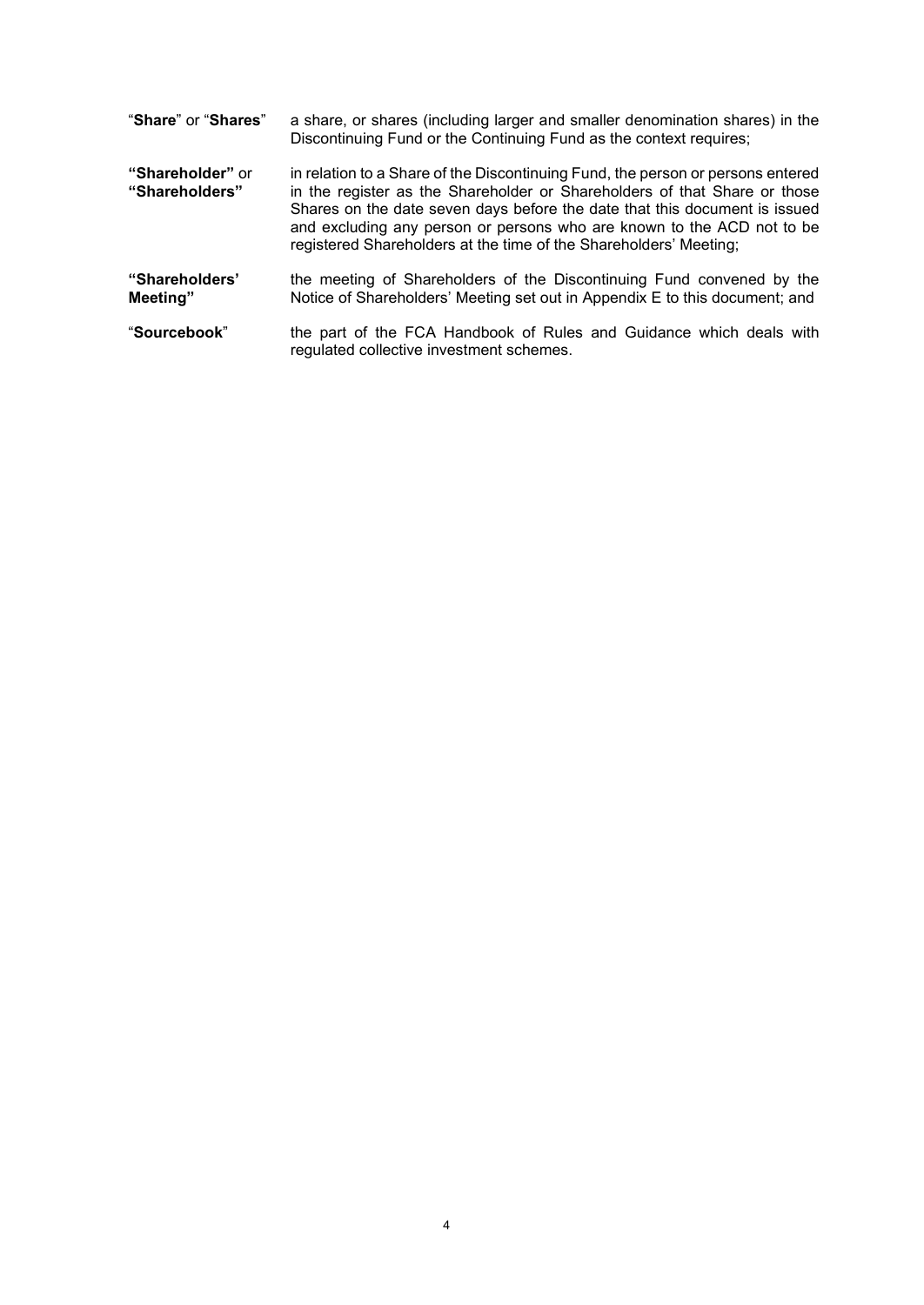"**Share**" or "**Shares**" a share, or shares (including larger and smaller denomination shares) in the Discontinuing Fund or the Continuing Fund as the context requires;

**"Shareholder"** or **"Shareholders"** in relation to a Share of the Discontinuing Fund, the person or persons entered in the register as the Shareholder or Shareholders of that Share or those Shares on the date seven days before the date that this document is issued and excluding any person or persons who are known to the ACD not to be registered Shareholders at the time of the Shareholders' Meeting;

**"Shareholders' Meeting"** the meeting of Shareholders of the Discontinuing Fund convened by the Notice of Shareholders' Meeting set out in Appendix E to this document; and

"**Sourcebook**" the part of the FCA Handbook of Rules and Guidance which deals with regulated collective investment schemes.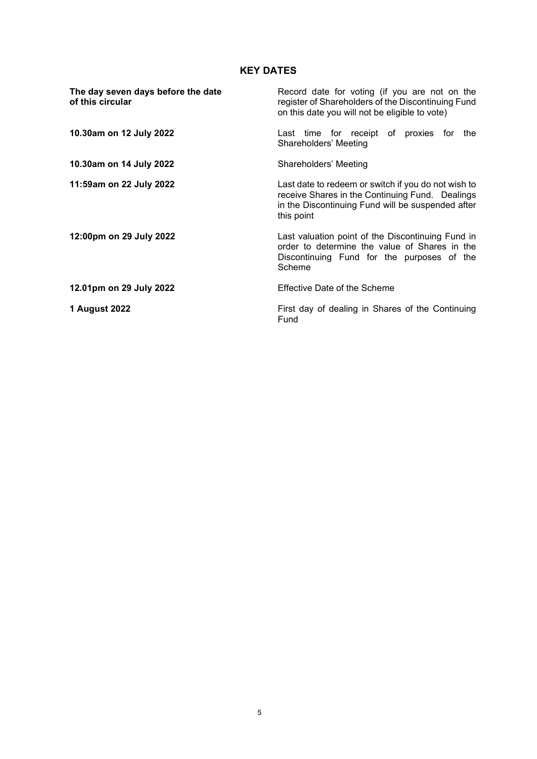## KEY DATES

| | |
|---|---|
| **The day seven days before the date of this circular** | Record date for voting (if you are not on the register of Shareholders of the Discontinuing Fund on this date you will not be eligible to vote) |
| **10.30am on 12 July 2022** | Last time for receipt of proxies for the Shareholders' Meeting |
| **10.30am on 14 July 2022** | Shareholders' Meeting |
| **11:59am on 22 July 2022** | Last date to redeem or switch if you do not wish to receive Shares in the Continuing Fund. Dealings in the Discontinuing Fund will be suspended after this point |
| **12:00pm on 29 July 2022** | Last valuation point of the Discontinuing Fund in order to determine the value of Shares in the Discontinuing Fund for the purposes of the Scheme |
| **12.01pm on 29 July 2022** | Effective Date of the Scheme |
| **1 August 2022** | First day of dealing in Shares of the Continuing Fund |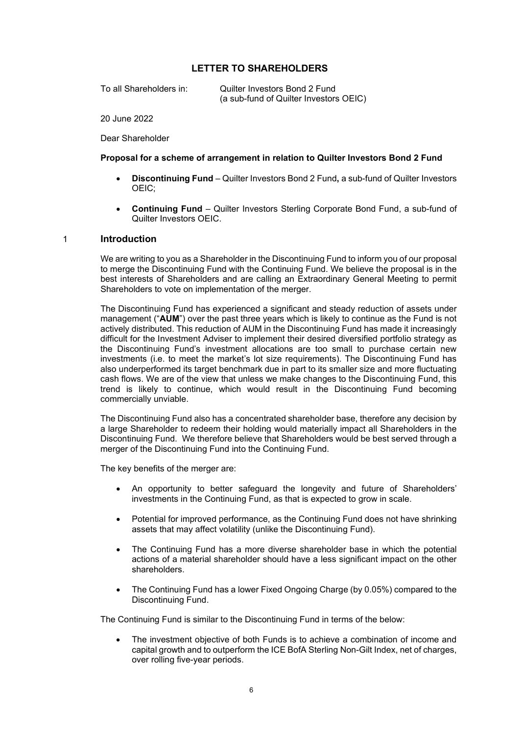## LETTER TO SHAREHOLDERS

To all Shareholders in: Quilter Investors Bond 2 Fund
(a sub-fund of Quilter Investors OEIC)

20 June 2022

Dear Shareholder

**Proposal for a scheme of arrangement in relation to Quilter Investors Bond 2 Fund**

- **Discontinuing Fund** – Quilter Investors Bond 2 Fund**,** a sub-fund of Quilter Investors OEIC;
- **Continuing Fund** – Quilter Investors Sterling Corporate Bond Fund, a sub-fund of Quilter Investors OEIC.

## 1 Introduction

We are writing to you as a Shareholder in the Discontinuing Fund to inform you of our proposal to merge the Discontinuing Fund with the Continuing Fund. We believe the proposal is in the best interests of Shareholders and are calling an Extraordinary General Meeting to permit Shareholders to vote on implementation of the merger.

The Discontinuing Fund has experienced a significant and steady reduction of assets under management ("**AUM**") over the past three years which is likely to continue as the Fund is not actively distributed. This reduction of AUM in the Discontinuing Fund has made it increasingly difficult for the Investment Adviser to implement their desired diversified portfolio strategy as the Discontinuing Fund's investment allocations are too small to purchase certain new investments (i.e. to meet the market's lot size requirements). The Discontinuing Fund has also underperformed its target benchmark due in part to its smaller size and more fluctuating cash flows. We are of the view that unless we make changes to the Discontinuing Fund, this trend is likely to continue, which would result in the Discontinuing Fund becoming commercially unviable.

The Discontinuing Fund also has a concentrated shareholder base, therefore any decision by a large Shareholder to redeem their holding would materially impact all Shareholders in the Discontinuing Fund. We therefore believe that Shareholders would be best served through a merger of the Discontinuing Fund into the Continuing Fund.

The key benefits of the merger are:

- An opportunity to better safeguard the longevity and future of Shareholders' investments in the Continuing Fund, as that is expected to grow in scale.
- Potential for improved performance, as the Continuing Fund does not have shrinking assets that may affect volatility (unlike the Discontinuing Fund).
- The Continuing Fund has a more diverse shareholder base in which the potential actions of a material shareholder should have a less significant impact on the other shareholders.
- The Continuing Fund has a lower Fixed Ongoing Charge (by 0.05%) compared to the Discontinuing Fund.

The Continuing Fund is similar to the Discontinuing Fund in terms of the below:

- The investment objective of both Funds is to achieve a combination of income and capital growth and to outperform the ICE BofA Sterling Non-Gilt Index, net of charges, over rolling five-year periods.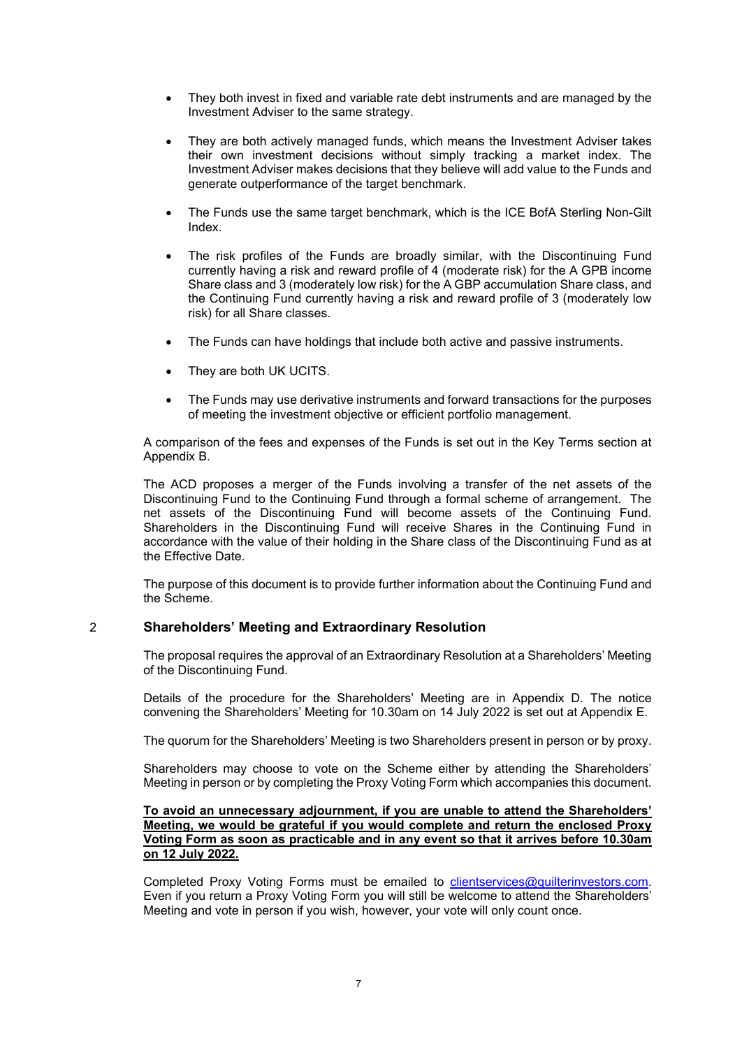- They both invest in fixed and variable rate debt instruments and are managed by the Investment Adviser to the same strategy.
- They are both actively managed funds, which means the Investment Adviser takes their own investment decisions without simply tracking a market index. The Investment Adviser makes decisions that they believe will add value to the Funds and generate outperformance of the target benchmark.
- The Funds use the same target benchmark, which is the ICE BofA Sterling Non-Gilt Index.
- The risk profiles of the Funds are broadly similar, with the Discontinuing Fund currently having a risk and reward profile of 4 (moderate risk) for the A GPB income Share class and 3 (moderately low risk) for the A GBP accumulation Share class, and the Continuing Fund currently having a risk and reward profile of 3 (moderately low risk) for all Share classes.
- The Funds can have holdings that include both active and passive instruments.
- They are both UK UCITS.
- The Funds may use derivative instruments and forward transactions for the purposes of meeting the investment objective or efficient portfolio management.

A comparison of the fees and expenses of the Funds is set out in the Key Terms section at Appendix B.

The ACD proposes a merger of the Funds involving a transfer of the net assets of the Discontinuing Fund to the Continuing Fund through a formal scheme of arrangement. The net assets of the Discontinuing Fund will become assets of the Continuing Fund. Shareholders in the Discontinuing Fund will receive Shares in the Continuing Fund in accordance with the value of their holding in the Share class of the Discontinuing Fund as at the Effective Date.

The purpose of this document is to provide further information about the Continuing Fund and the Scheme.

## 2 Shareholders' Meeting and Extraordinary Resolution

The proposal requires the approval of an Extraordinary Resolution at a Shareholders' Meeting of the Discontinuing Fund.

Details of the procedure for the Shareholders' Meeting are in Appendix D. The notice convening the Shareholders' Meeting for 10.30am on 14 July 2022 is set out at Appendix E.

The quorum for the Shareholders' Meeting is two Shareholders present in person or by proxy.

Shareholders may choose to vote on the Scheme either by attending the Shareholders' Meeting in person or by completing the Proxy Voting Form which accompanies this document.

**To avoid an unnecessary adjournment, if you are unable to attend the Shareholders' Meeting, we would be grateful if you would complete and return the enclosed Proxy Voting Form as soon as practicable and in any event so that it arrives before 10.30am on 12 July 2022.**

Completed Proxy Voting Forms must be emailed to clientservices@quilterinvestors.com. Even if you return a Proxy Voting Form you will still be welcome to attend the Shareholders' Meeting and vote in person if you wish, however, your vote will only count once.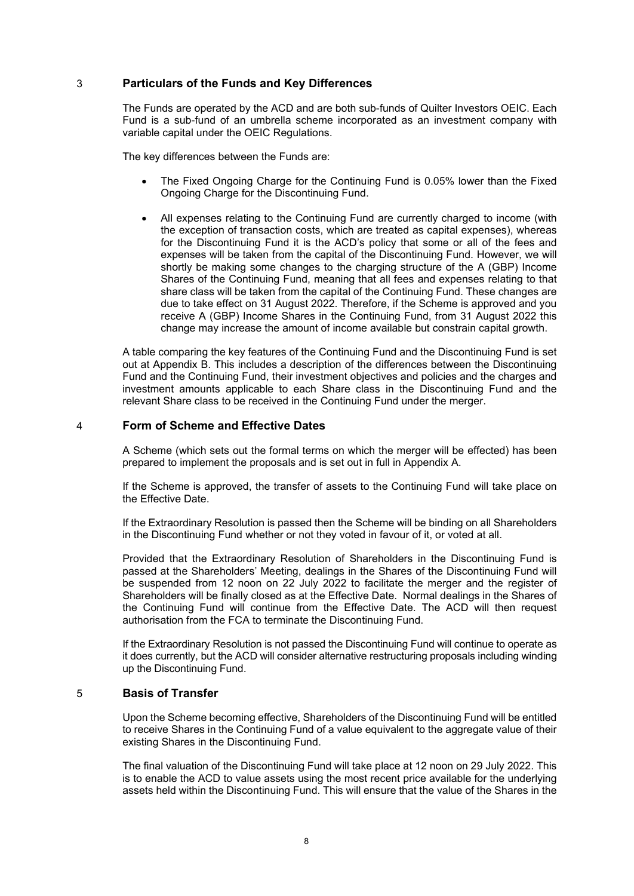## 3 Particulars of the Funds and Key Differences

The Funds are operated by the ACD and are both sub-funds of Quilter Investors OEIC. Each Fund is a sub-fund of an umbrella scheme incorporated as an investment company with variable capital under the OEIC Regulations.

The key differences between the Funds are:

- The Fixed Ongoing Charge for the Continuing Fund is 0.05% lower than the Fixed Ongoing Charge for the Discontinuing Fund.
- All expenses relating to the Continuing Fund are currently charged to income (with the exception of transaction costs, which are treated as capital expenses), whereas for the Discontinuing Fund it is the ACD's policy that some or all of the fees and expenses will be taken from the capital of the Discontinuing Fund. However, we will shortly be making some changes to the charging structure of the A (GBP) Income Shares of the Continuing Fund, meaning that all fees and expenses relating to that share class will be taken from the capital of the Continuing Fund. These changes are due to take effect on 31 August 2022. Therefore, if the Scheme is approved and you receive A (GBP) Income Shares in the Continuing Fund, from 31 August 2022 this change may increase the amount of income available but constrain capital growth.

A table comparing the key features of the Continuing Fund and the Discontinuing Fund is set out at Appendix B. This includes a description of the differences between the Discontinuing Fund and the Continuing Fund, their investment objectives and policies and the charges and investment amounts applicable to each Share class in the Discontinuing Fund and the relevant Share class to be received in the Continuing Fund under the merger.

## 4 Form of Scheme and Effective Dates

A Scheme (which sets out the formal terms on which the merger will be effected) has been prepared to implement the proposals and is set out in full in Appendix A.

If the Scheme is approved, the transfer of assets to the Continuing Fund will take place on the Effective Date.

If the Extraordinary Resolution is passed then the Scheme will be binding on all Shareholders in the Discontinuing Fund whether or not they voted in favour of it, or voted at all.

Provided that the Extraordinary Resolution of Shareholders in the Discontinuing Fund is passed at the Shareholders' Meeting, dealings in the Shares of the Discontinuing Fund will be suspended from 12 noon on 22 July 2022 to facilitate the merger and the register of Shareholders will be finally closed as at the Effective Date. Normal dealings in the Shares of the Continuing Fund will continue from the Effective Date. The ACD will then request authorisation from the FCA to terminate the Discontinuing Fund.

If the Extraordinary Resolution is not passed the Discontinuing Fund will continue to operate as it does currently, but the ACD will consider alternative restructuring proposals including winding up the Discontinuing Fund.

## 5 Basis of Transfer

Upon the Scheme becoming effective, Shareholders of the Discontinuing Fund will be entitled to receive Shares in the Continuing Fund of a value equivalent to the aggregate value of their existing Shares in the Discontinuing Fund.

The final valuation of the Discontinuing Fund will take place at 12 noon on 29 July 2022. This is to enable the ACD to value assets using the most recent price available for the underlying assets held within the Discontinuing Fund. This will ensure that the value of the Shares in the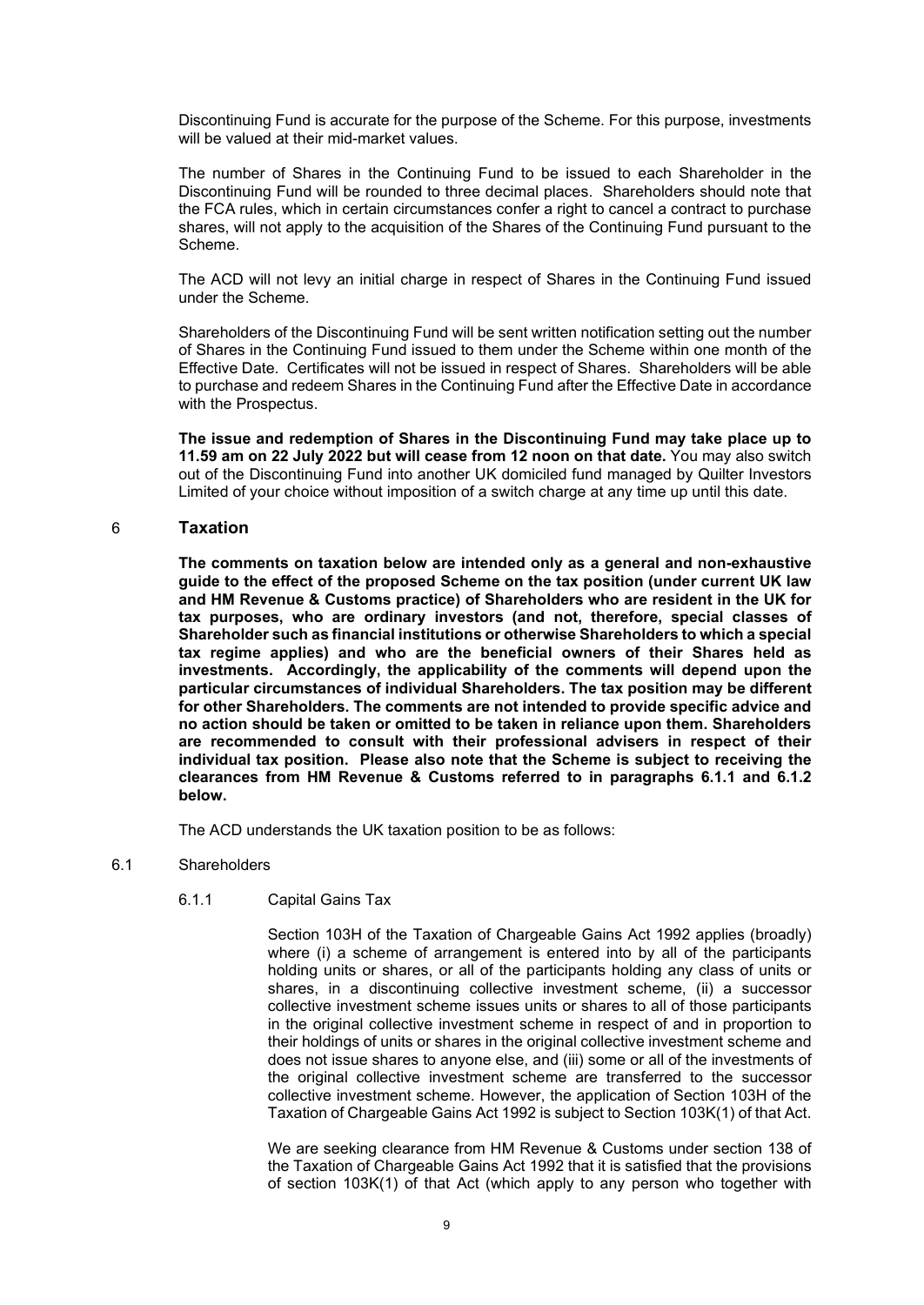Discontinuing Fund is accurate for the purpose of the Scheme. For this purpose, investments will be valued at their mid-market values.

The number of Shares in the Continuing Fund to be issued to each Shareholder in the Discontinuing Fund will be rounded to three decimal places. Shareholders should note that the FCA rules, which in certain circumstances confer a right to cancel a contract to purchase shares, will not apply to the acquisition of the Shares of the Continuing Fund pursuant to the Scheme.

The ACD will not levy an initial charge in respect of Shares in the Continuing Fund issued under the Scheme.

Shareholders of the Discontinuing Fund will be sent written notification setting out the number of Shares in the Continuing Fund issued to them under the Scheme within one month of the Effective Date. Certificates will not be issued in respect of Shares. Shareholders will be able to purchase and redeem Shares in the Continuing Fund after the Effective Date in accordance with the Prospectus.

**The issue and redemption of Shares in the Discontinuing Fund may take place up to 11.59 am on 22 July 2022 but will cease from 12 noon on that date.** You may also switch out of the Discontinuing Fund into another UK domiciled fund managed by Quilter Investors Limited of your choice without imposition of a switch charge at any time up until this date.

## 6 Taxation

**The comments on taxation below are intended only as a general and non-exhaustive guide to the effect of the proposed Scheme on the tax position (under current UK law and HM Revenue & Customs practice) of Shareholders who are resident in the UK for tax purposes, who are ordinary investors (and not, therefore, special classes of Shareholder such as financial institutions or otherwise Shareholders to which a special tax regime applies) and who are the beneficial owners of their Shares held as investments. Accordingly, the applicability of the comments will depend upon the particular circumstances of individual Shareholders. The tax position may be different for other Shareholders. The comments are not intended to provide specific advice and no action should be taken or omitted to be taken in reliance upon them. Shareholders are recommended to consult with their professional advisers in respect of their individual tax position. Please also note that the Scheme is subject to receiving the clearances from HM Revenue & Customs referred to in paragraphs 6.1.1 and 6.1.2 below.**

The ACD understands the UK taxation position to be as follows:

### 6.1 Shareholders

#### 6.1.1 Capital Gains Tax

Section 103H of the Taxation of Chargeable Gains Act 1992 applies (broadly) where (i) a scheme of arrangement is entered into by all of the participants holding units or shares, or all of the participants holding any class of units or shares, in a discontinuing collective investment scheme, (ii) a successor collective investment scheme issues units or shares to all of those participants in the original collective investment scheme in respect of and in proportion to their holdings of units or shares in the original collective investment scheme and does not issue shares to anyone else, and (iii) some or all of the investments of the original collective investment scheme are transferred to the successor collective investment scheme. However, the application of Section 103H of the Taxation of Chargeable Gains Act 1992 is subject to Section 103K(1) of that Act.

We are seeking clearance from HM Revenue & Customs under section 138 of the Taxation of Chargeable Gains Act 1992 that it is satisfied that the provisions of section 103K(1) of that Act (which apply to any person who together with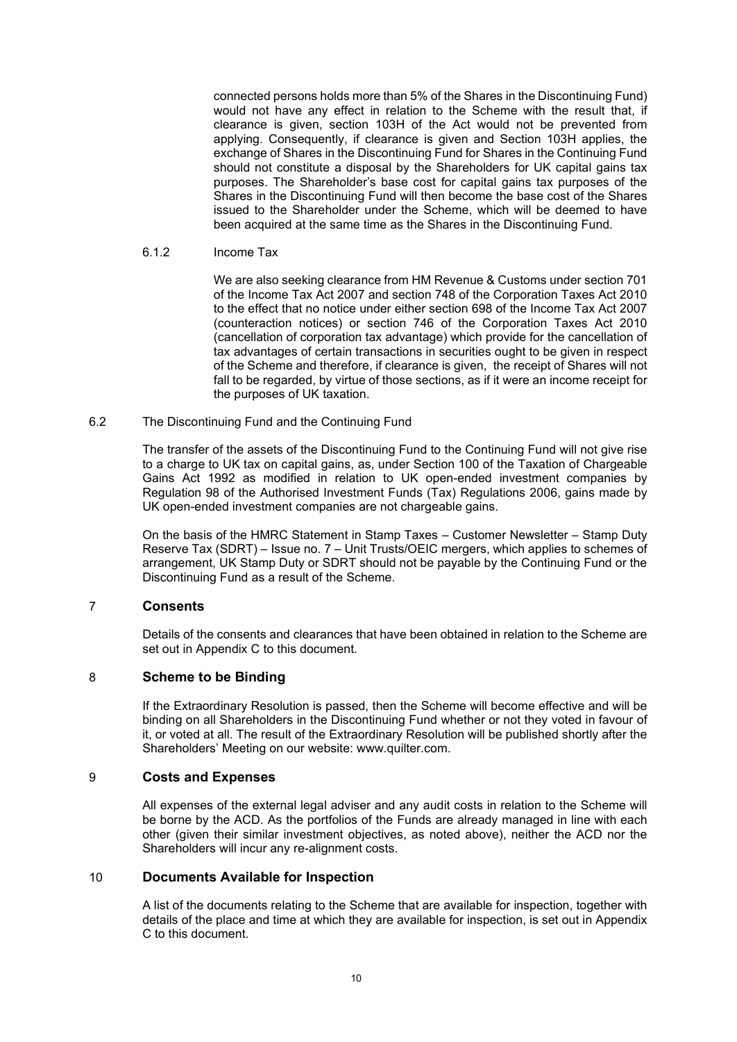connected persons holds more than 5% of the Shares in the Discontinuing Fund) would not have any effect in relation to the Scheme with the result that, if clearance is given, section 103H of the Act would not be prevented from applying. Consequently, if clearance is given and Section 103H applies, the exchange of Shares in the Discontinuing Fund for Shares in the Continuing Fund should not constitute a disposal by the Shareholders for UK capital gains tax purposes. The Shareholder's base cost for capital gains tax purposes of the Shares in the Discontinuing Fund will then become the base cost of the Shares issued to the Shareholder under the Scheme, which will be deemed to have been acquired at the same time as the Shares in the Discontinuing Fund.

6.1.2 Income Tax

We are also seeking clearance from HM Revenue & Customs under section 701 of the Income Tax Act 2007 and section 748 of the Corporation Taxes Act 2010 to the effect that no notice under either section 698 of the Income Tax Act 2007 (counteraction notices) or section 746 of the Corporation Taxes Act 2010 (cancellation of corporation tax advantage) which provide for the cancellation of tax advantages of certain transactions in securities ought to be given in respect of the Scheme and therefore, if clearance is given, the receipt of Shares will not fall to be regarded, by virtue of those sections, as if it were an income receipt for the purposes of UK taxation.

6.2 The Discontinuing Fund and the Continuing Fund

The transfer of the assets of the Discontinuing Fund to the Continuing Fund will not give rise to a charge to UK tax on capital gains, as, under Section 100 of the Taxation of Chargeable Gains Act 1992 as modified in relation to UK open-ended investment companies by Regulation 98 of the Authorised Investment Funds (Tax) Regulations 2006, gains made by UK open-ended investment companies are not chargeable gains.

On the basis of the HMRC Statement in Stamp Taxes – Customer Newsletter – Stamp Duty Reserve Tax (SDRT) – Issue no. 7 – Unit Trusts/OEIC mergers, which applies to schemes of arrangement, UK Stamp Duty or SDRT should not be payable by the Continuing Fund or the Discontinuing Fund as a result of the Scheme.

## 7 Consents

Details of the consents and clearances that have been obtained in relation to the Scheme are set out in Appendix C to this document.

## 8 Scheme to be Binding

If the Extraordinary Resolution is passed, then the Scheme will become effective and will be binding on all Shareholders in the Discontinuing Fund whether or not they voted in favour of it, or voted at all. The result of the Extraordinary Resolution will be published shortly after the Shareholders' Meeting on our website: www.quilter.com.

## 9 Costs and Expenses

All expenses of the external legal adviser and any audit costs in relation to the Scheme will be borne by the ACD. As the portfolios of the Funds are already managed in line with each other (given their similar investment objectives, as noted above), neither the ACD nor the Shareholders will incur any re-alignment costs.

## 10 Documents Available for Inspection

A list of the documents relating to the Scheme that are available for inspection, together with details of the place and time at which they are available for inspection, is set out in Appendix C to this document.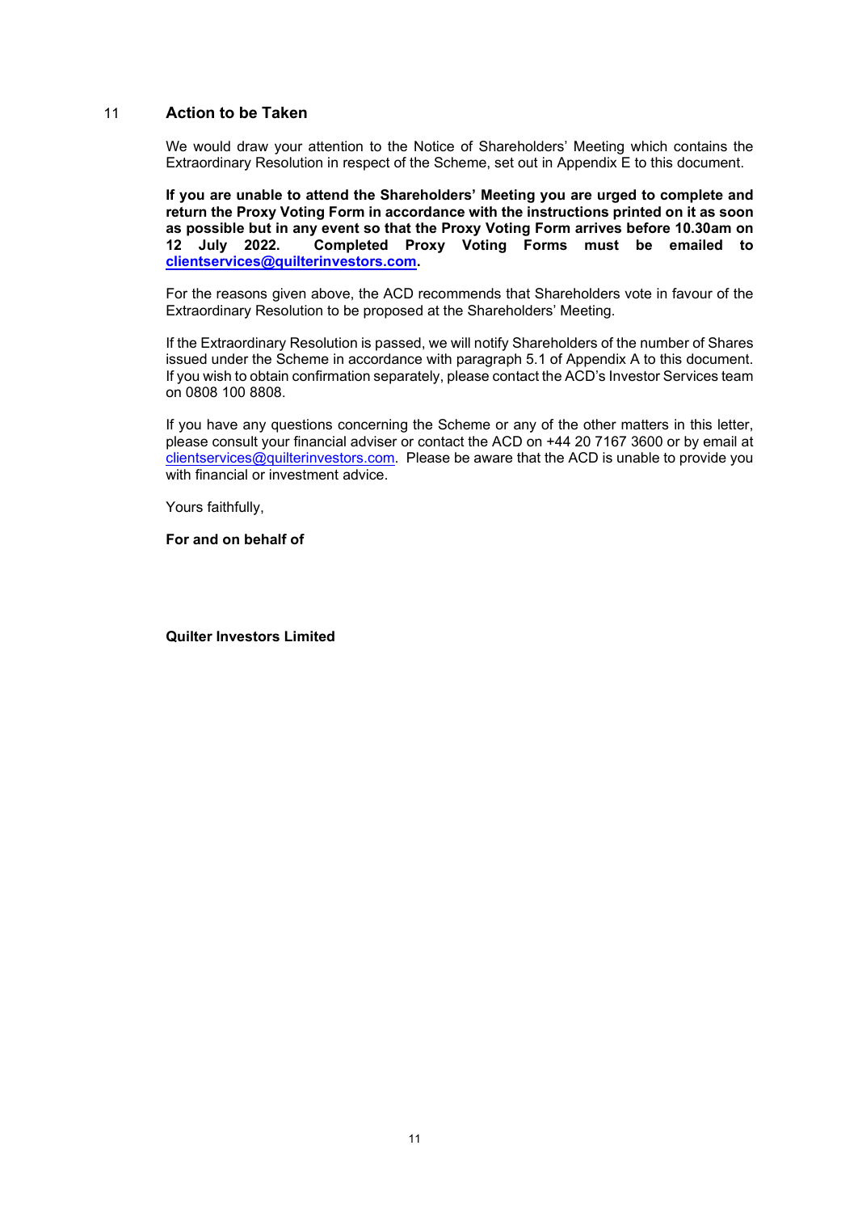## 11 Action to be Taken

We would draw your attention to the Notice of Shareholders' Meeting which contains the Extraordinary Resolution in respect of the Scheme, set out in Appendix E to this document.

**If you are unable to attend the Shareholders' Meeting you are urged to complete and return the Proxy Voting Form in accordance with the instructions printed on it as soon as possible but in any event so that the Proxy Voting Form arrives before 10.30am on 12 July 2022. Completed Proxy Voting Forms must be emailed to clientservices@quilterinvestors.com.**

For the reasons given above, the ACD recommends that Shareholders vote in favour of the Extraordinary Resolution to be proposed at the Shareholders' Meeting.

If the Extraordinary Resolution is passed, we will notify Shareholders of the number of Shares issued under the Scheme in accordance with paragraph 5.1 of Appendix A to this document. If you wish to obtain confirmation separately, please contact the ACD's Investor Services team on 0808 100 8808.

If you have any questions concerning the Scheme or any of the other matters in this letter, please consult your financial adviser or contact the ACD on +44 20 7167 3600 or by email at clientservices@quilterinvestors.com. Please be aware that the ACD is unable to provide you with financial or investment advice.

Yours faithfully,

**For and on behalf of**

**Quilter Investors Limited**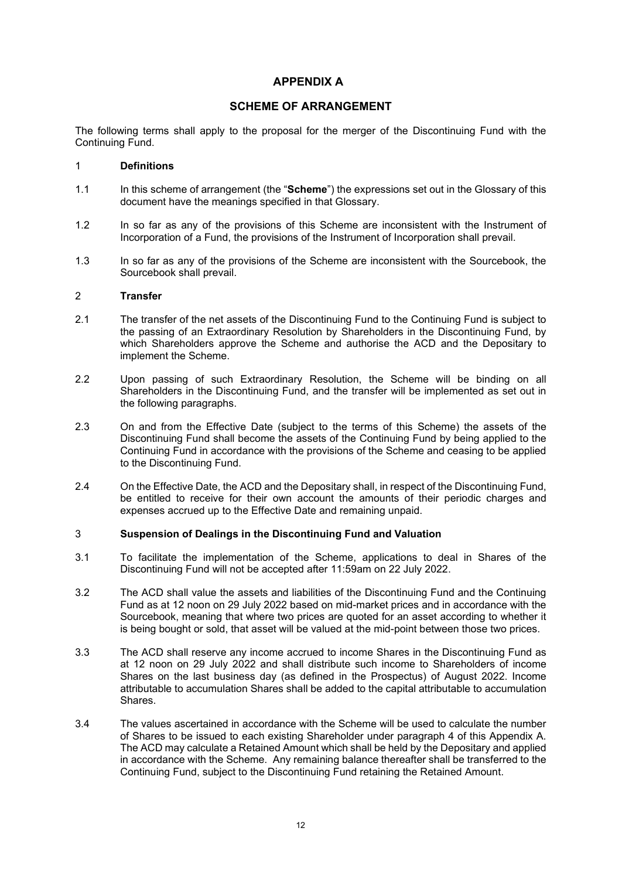# APPENDIX A

## SCHEME OF ARRANGEMENT

The following terms shall apply to the proposal for the merger of the Discontinuing Fund with the Continuing Fund.

### 1 Definitions

1.1 In this scheme of arrangement (the "**Scheme**") the expressions set out in the Glossary of this document have the meanings specified in that Glossary.

1.2 In so far as any of the provisions of this Scheme are inconsistent with the Instrument of Incorporation of a Fund, the provisions of the Instrument of Incorporation shall prevail.

1.3 In so far as any of the provisions of the Scheme are inconsistent with the Sourcebook, the Sourcebook shall prevail.

### 2 Transfer

2.1 The transfer of the net assets of the Discontinuing Fund to the Continuing Fund is subject to the passing of an Extraordinary Resolution by Shareholders in the Discontinuing Fund, by which Shareholders approve the Scheme and authorise the ACD and the Depositary to implement the Scheme.

2.2 Upon passing of such Extraordinary Resolution, the Scheme will be binding on all Shareholders in the Discontinuing Fund, and the transfer will be implemented as set out in the following paragraphs.

2.3 On and from the Effective Date (subject to the terms of this Scheme) the assets of the Discontinuing Fund shall become the assets of the Continuing Fund by being applied to the Continuing Fund in accordance with the provisions of the Scheme and ceasing to be applied to the Discontinuing Fund.

2.4 On the Effective Date, the ACD and the Depositary shall, in respect of the Discontinuing Fund, be entitled to receive for their own account the amounts of their periodic charges and expenses accrued up to the Effective Date and remaining unpaid.

### 3 Suspension of Dealings in the Discontinuing Fund and Valuation

3.1 To facilitate the implementation of the Scheme, applications to deal in Shares of the Discontinuing Fund will not be accepted after 11:59am on 22 July 2022.

3.2 The ACD shall value the assets and liabilities of the Discontinuing Fund and the Continuing Fund as at 12 noon on 29 July 2022 based on mid-market prices and in accordance with the Sourcebook, meaning that where two prices are quoted for an asset according to whether it is being bought or sold, that asset will be valued at the mid-point between those two prices.

3.3 The ACD shall reserve any income accrued to income Shares in the Discontinuing Fund as at 12 noon on 29 July 2022 and shall distribute such income to Shareholders of income Shares on the last business day (as defined in the Prospectus) of August 2022. Income attributable to accumulation Shares shall be added to the capital attributable to accumulation Shares.

3.4 The values ascertained in accordance with the Scheme will be used to calculate the number of Shares to be issued to each existing Shareholder under paragraph 4 of this Appendix A. The ACD may calculate a Retained Amount which shall be held by the Depositary and applied in accordance with the Scheme. Any remaining balance thereafter shall be transferred to the Continuing Fund, subject to the Discontinuing Fund retaining the Retained Amount.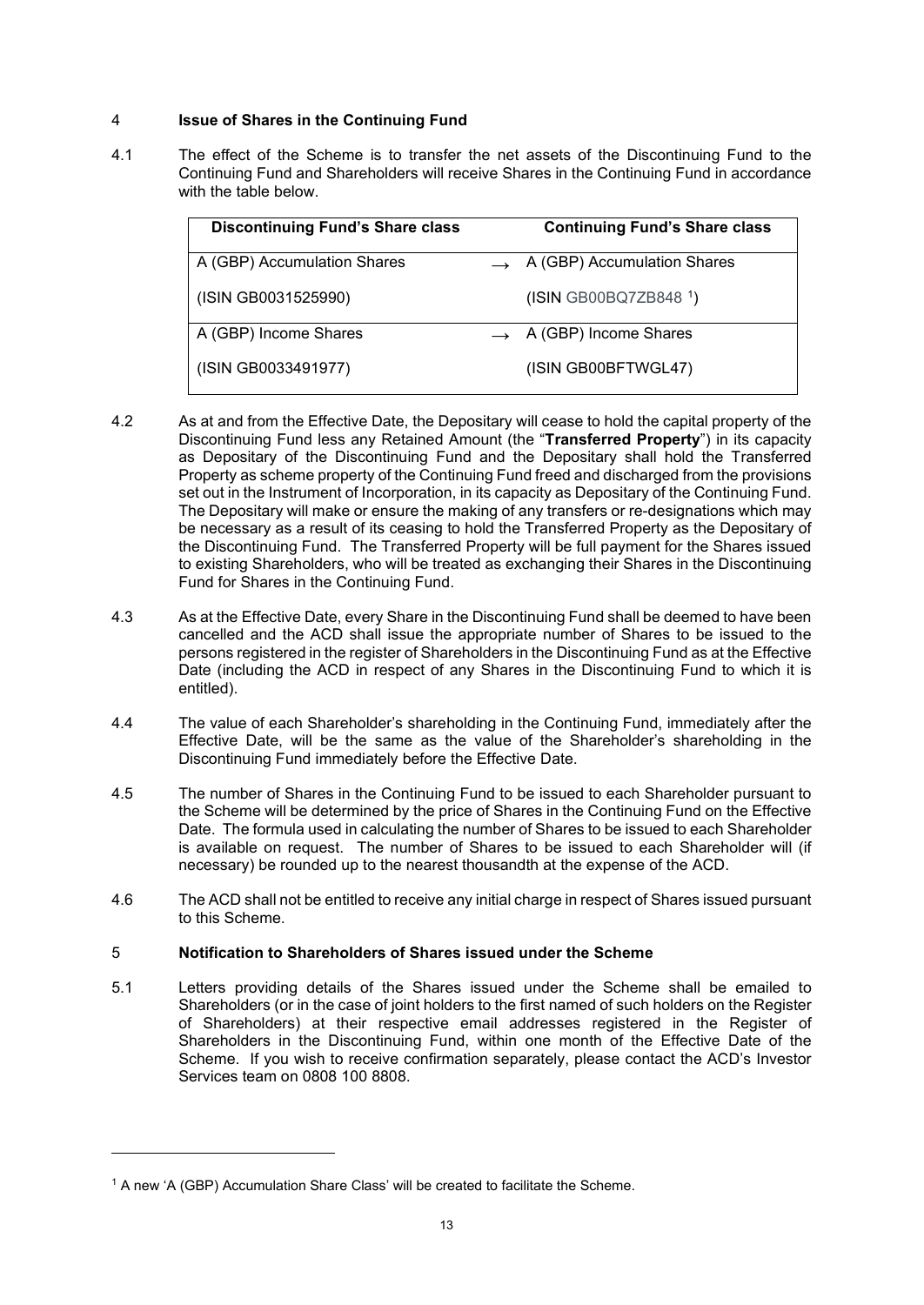## 4 Issue of Shares in the Continuing Fund

4.1 The effect of the Scheme is to transfer the net assets of the Discontinuing Fund to the Continuing Fund and Shareholders will receive Shares in the Continuing Fund in accordance with the table below.

| Discontinuing Fund's Share class | | Continuing Fund's Share class |
|---|---|---|
| A (GBP) Accumulation Shares<br><br>(ISIN GB0031525990) | → | A (GBP) Accumulation Shares<br><br>(ISIN GB00BQ7ZB848 [1]) |
| A (GBP) Income Shares<br><br>(ISIN GB0033491977) | → | A (GBP) Income Shares<br><br>(ISIN GB00BFTWGL47) |

4.2 As at and from the Effective Date, the Depositary will cease to hold the capital property of the Discontinuing Fund less any Retained Amount (the "**Transferred Property**") in its capacity as Depositary of the Discontinuing Fund and the Depositary shall hold the Transferred Property as scheme property of the Continuing Fund freed and discharged from the provisions set out in the Instrument of Incorporation, in its capacity as Depositary of the Continuing Fund. The Depositary will make or ensure the making of any transfers or re-designations which may be necessary as a result of its ceasing to hold the Transferred Property as the Depositary of the Discontinuing Fund. The Transferred Property will be full payment for the Shares issued to existing Shareholders, who will be treated as exchanging their Shares in the Discontinuing Fund for Shares in the Continuing Fund.

4.3 As at the Effective Date, every Share in the Discontinuing Fund shall be deemed to have been cancelled and the ACD shall issue the appropriate number of Shares to be issued to the persons registered in the register of Shareholders in the Discontinuing Fund as at the Effective Date (including the ACD in respect of any Shares in the Discontinuing Fund to which it is entitled).

4.4 The value of each Shareholder's shareholding in the Continuing Fund, immediately after the Effective Date, will be the same as the value of the Shareholder's shareholding in the Discontinuing Fund immediately before the Effective Date.

4.5 The number of Shares in the Continuing Fund to be issued to each Shareholder pursuant to the Scheme will be determined by the price of Shares in the Continuing Fund on the Effective Date. The formula used in calculating the number of Shares to be issued to each Shareholder is available on request. The number of Shares to be issued to each Shareholder will (if necessary) be rounded up to the nearest thousandth at the expense of the ACD.

4.6 The ACD shall not be entitled to receive any initial charge in respect of Shares issued pursuant to this Scheme.

## 5 Notification to Shareholders of Shares issued under the Scheme

5.1 Letters providing details of the Shares issued under the Scheme shall be emailed to Shareholders (or in the case of joint holders to the first named of such holders on the Register of Shareholders) at their respective email addresses registered in the Register of Shareholders in the Discontinuing Fund, within one month of the Effective Date of the Scheme. If you wish to receive confirmation separately, please contact the ACD's Investor Services team on 0808 100 8808.

---

[1] A new 'A (GBP) Accumulation Share Class' will be created to facilitate the Scheme.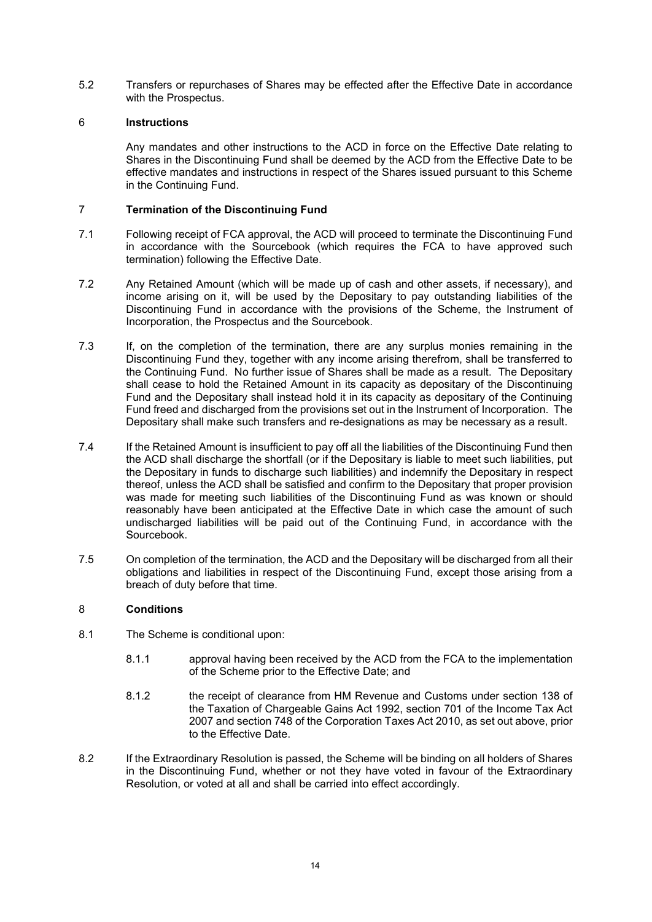5.2 Transfers or repurchases of Shares may be effected after the Effective Date in accordance with the Prospectus.

## 6 Instructions

Any mandates and other instructions to the ACD in force on the Effective Date relating to Shares in the Discontinuing Fund shall be deemed by the ACD from the Effective Date to be effective mandates and instructions in respect of the Shares issued pursuant to this Scheme in the Continuing Fund.

## 7 Termination of the Discontinuing Fund

7.1 Following receipt of FCA approval, the ACD will proceed to terminate the Discontinuing Fund in accordance with the Sourcebook (which requires the FCA to have approved such termination) following the Effective Date.

7.2 Any Retained Amount (which will be made up of cash and other assets, if necessary), and income arising on it, will be used by the Depositary to pay outstanding liabilities of the Discontinuing Fund in accordance with the provisions of the Scheme, the Instrument of Incorporation, the Prospectus and the Sourcebook.

7.3 If, on the completion of the termination, there are any surplus monies remaining in the Discontinuing Fund they, together with any income arising therefrom, shall be transferred to the Continuing Fund. No further issue of Shares shall be made as a result. The Depositary shall cease to hold the Retained Amount in its capacity as depositary of the Discontinuing Fund and the Depositary shall instead hold it in its capacity as depositary of the Continuing Fund freed and discharged from the provisions set out in the Instrument of Incorporation. The Depositary shall make such transfers and re-designations as may be necessary as a result.

7.4 If the Retained Amount is insufficient to pay off all the liabilities of the Discontinuing Fund then the ACD shall discharge the shortfall (or if the Depositary is liable to meet such liabilities, put the Depositary in funds to discharge such liabilities) and indemnify the Depositary in respect thereof, unless the ACD shall be satisfied and confirm to the Depositary that proper provision was made for meeting such liabilities of the Discontinuing Fund as was known or should reasonably have been anticipated at the Effective Date in which case the amount of such undischarged liabilities will be paid out of the Continuing Fund, in accordance with the Sourcebook.

7.5 On completion of the termination, the ACD and the Depositary will be discharged from all their obligations and liabilities in respect of the Discontinuing Fund, except those arising from a breach of duty before that time.

## 8 Conditions

8.1 The Scheme is conditional upon:

8.1.1 approval having been received by the ACD from the FCA to the implementation of the Scheme prior to the Effective Date; and

8.1.2 the receipt of clearance from HM Revenue and Customs under section 138 of the Taxation of Chargeable Gains Act 1992, section 701 of the Income Tax Act 2007 and section 748 of the Corporation Taxes Act 2010, as set out above, prior to the Effective Date.

8.2 If the Extraordinary Resolution is passed, the Scheme will be binding on all holders of Shares in the Discontinuing Fund, whether or not they have voted in favour of the Extraordinary Resolution, or voted at all and shall be carried into effect accordingly.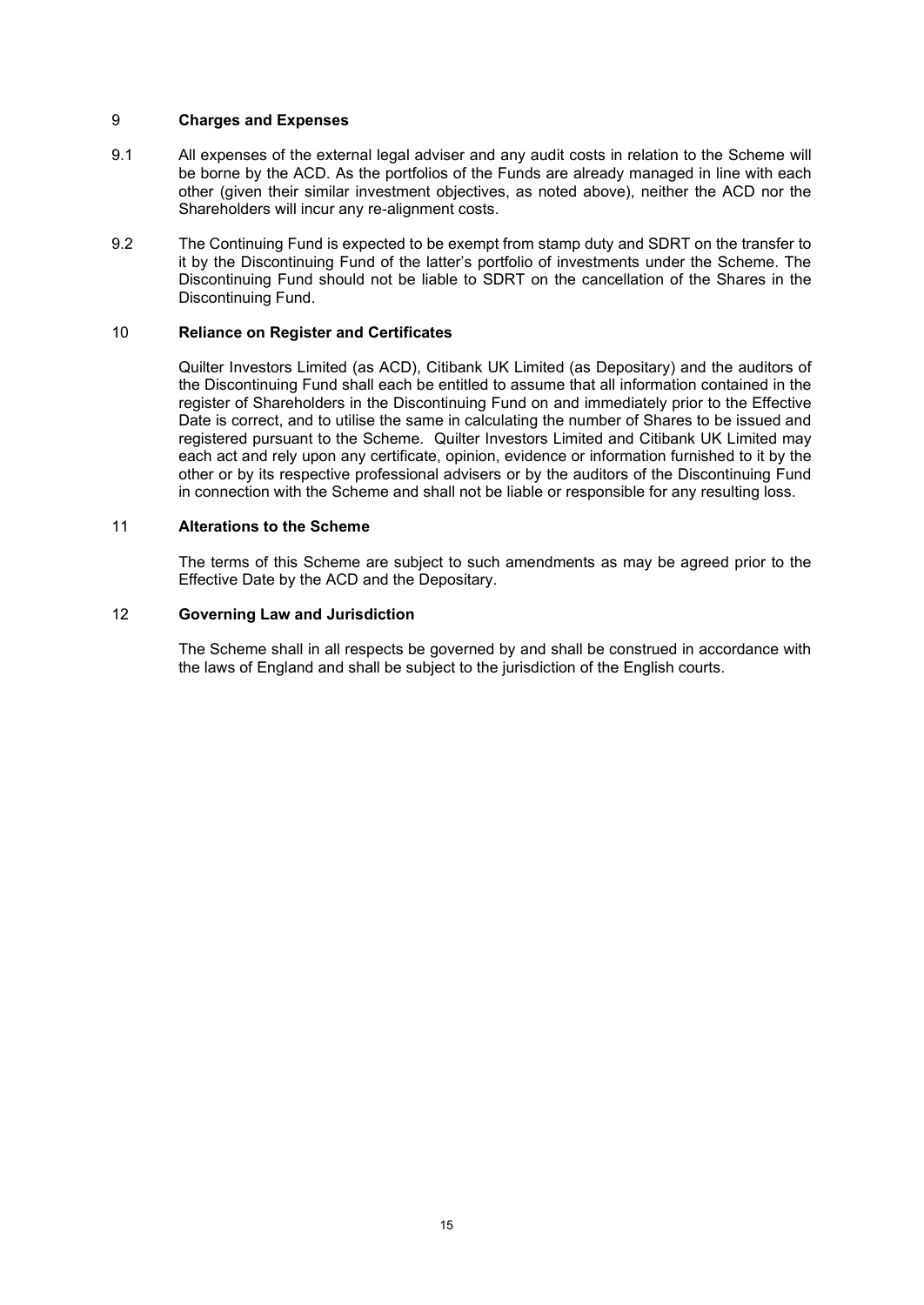## 9 Charges and Expenses

9.1 All expenses of the external legal adviser and any audit costs in relation to the Scheme will be borne by the ACD. As the portfolios of the Funds are already managed in line with each other (given their similar investment objectives, as noted above), neither the ACD nor the Shareholders will incur any re-alignment costs.

9.2 The Continuing Fund is expected to be exempt from stamp duty and SDRT on the transfer to it by the Discontinuing Fund of the latter's portfolio of investments under the Scheme. The Discontinuing Fund should not be liable to SDRT on the cancellation of the Shares in the Discontinuing Fund.

## 10 Reliance on Register and Certificates

Quilter Investors Limited (as ACD), Citibank UK Limited (as Depositary) and the auditors of the Discontinuing Fund shall each be entitled to assume that all information contained in the register of Shareholders in the Discontinuing Fund on and immediately prior to the Effective Date is correct, and to utilise the same in calculating the number of Shares to be issued and registered pursuant to the Scheme. Quilter Investors Limited and Citibank UK Limited may each act and rely upon any certificate, opinion, evidence or information furnished to it by the other or by its respective professional advisers or by the auditors of the Discontinuing Fund in connection with the Scheme and shall not be liable or responsible for any resulting loss.

## 11 Alterations to the Scheme

The terms of this Scheme are subject to such amendments as may be agreed prior to the Effective Date by the ACD and the Depositary.

## 12 Governing Law and Jurisdiction

The Scheme shall in all respects be governed by and shall be construed in accordance with the laws of England and shall be subject to the jurisdiction of the English courts.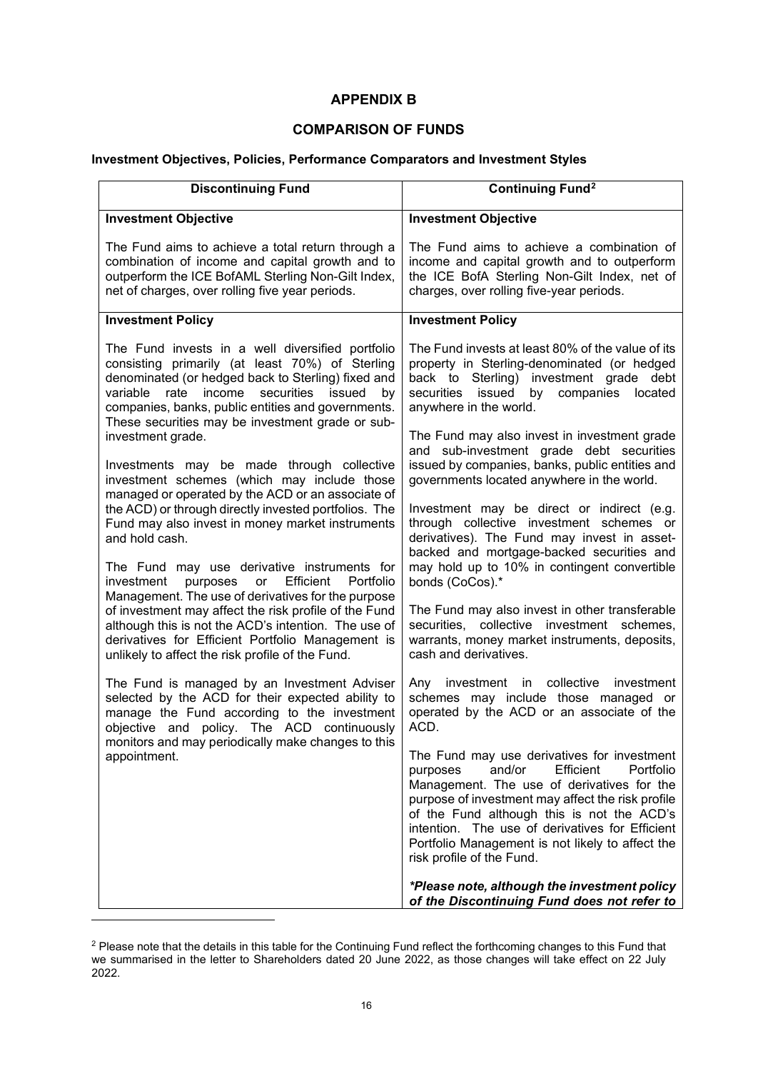# APPENDIX B

## COMPARISON OF FUNDS

**Investment Objectives, Policies, Performance Comparators and Investment Styles**

| Discontinuing Fund | Continuing Fund[2] |
|---|---|
| **Investment Objective**<br><br>The Fund aims to achieve a total return through a combination of income and capital growth and to outperform the ICE BofAML Sterling Non-Gilt Index, net of charges, over rolling five year periods. | **Investment Objective**<br><br>The Fund aims to achieve a combination of income and capital growth and to outperform the ICE BofA Sterling Non-Gilt Index, net of charges, over rolling five-year periods. |
| **Investment Policy**<br><br>The Fund invests in a well diversified portfolio consisting primarily (at least 70%) of Sterling denominated (or hedged back to Sterling) fixed and variable rate income securities issued by companies, banks, public entities and governments. These securities may be investment grade or sub-investment grade.<br><br>Investments may be made through collective investment schemes (which may include those managed or operated by the ACD or an associate of the ACD) or through directly invested portfolios. The Fund may also invest in money market instruments and hold cash.<br><br>The Fund may use derivative instruments for investment purposes or Efficient Portfolio Management. The use of derivatives for the purpose of investment may affect the risk profile of the Fund although this is not the ACD's intention. The use of derivatives for Efficient Portfolio Management is unlikely to affect the risk profile of the Fund.<br><br>The Fund is managed by an Investment Adviser selected by the ACD for their expected ability to manage the Fund according to the investment objective and policy. The ACD continuously monitors and may periodically make changes to this appointment. | **Investment Policy**<br><br>The Fund invests at least 80% of the value of its property in Sterling-denominated (or hedged back to Sterling) investment grade debt securities issued by companies located anywhere in the world.<br><br>The Fund may also invest in investment grade and sub-investment grade debt securities issued by companies, banks, public entities and governments located anywhere in the world.<br><br>Investment may be direct or indirect (e.g. through collective investment schemes or derivatives). The Fund may invest in asset-backed and mortgage-backed securities and may hold up to 10% in contingent convertible bonds (CoCos).*<br><br>The Fund may also invest in other transferable securities, collective investment schemes, warrants, money market instruments, deposits, cash and derivatives.<br><br>Any investment in collective investment schemes may include those managed or operated by the ACD or an associate of the ACD.<br><br>The Fund may use derivatives for investment purposes and/or Efficient Portfolio Management. The use of derivatives for the purpose of investment may affect the risk profile of the Fund although this is not the ACD's intention. The use of derivatives for Efficient Portfolio Management is not likely to affect the risk profile of the Fund.<br><br>***Please note, although the investment policy of the Discontinuing Fund does not refer to*** |

[2] Please note that the details in this table for the Continuing Fund reflect the forthcoming changes to this Fund that we summarised in the letter to Shareholders dated 20 June 2022, as those changes will take effect on 22 July 2022.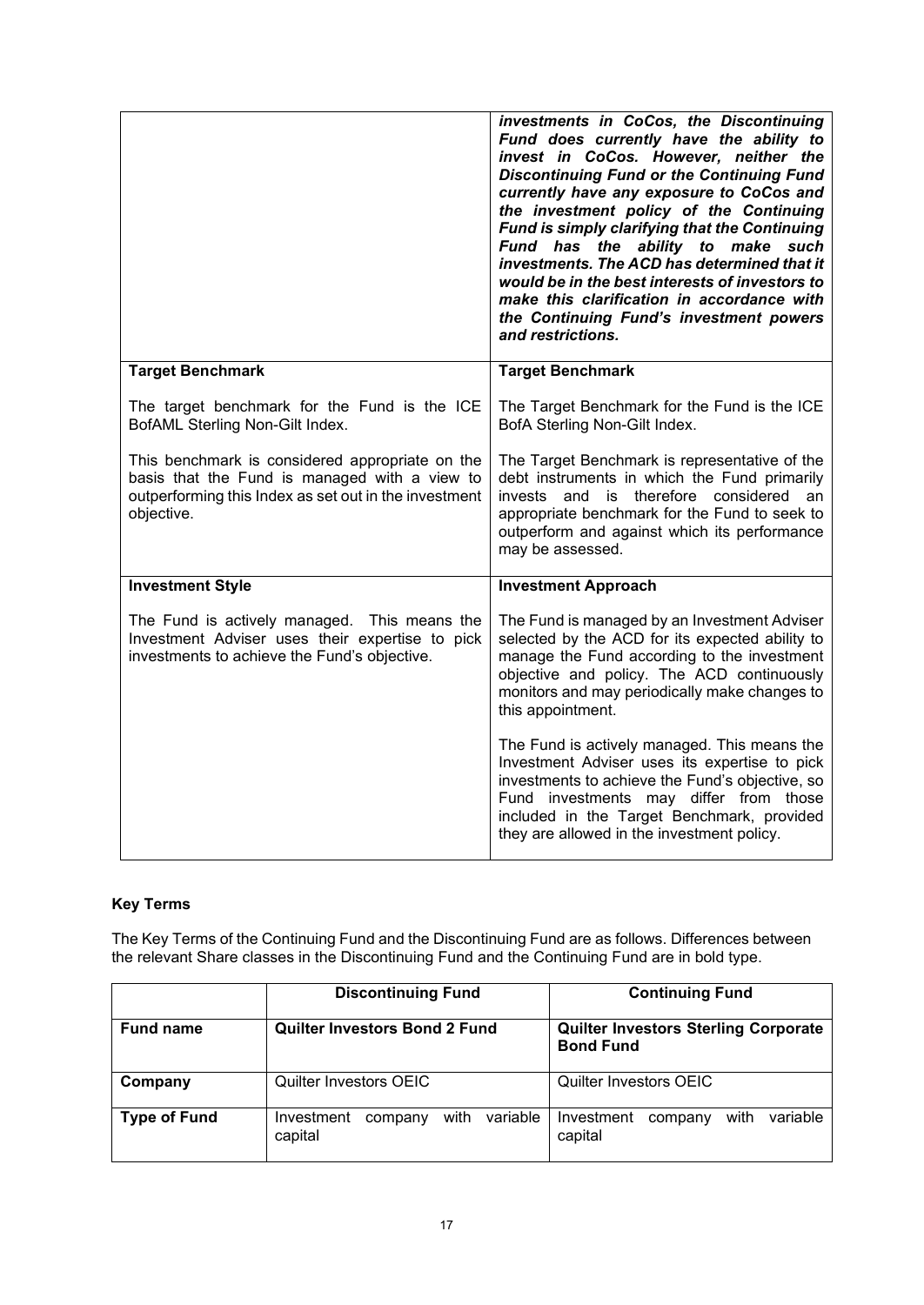| | |
|---|---|
| | ***investments in CoCos, the Discontinuing Fund does currently have the ability to invest in CoCos. However, neither the Discontinuing Fund or the Continuing Fund currently have any exposure to CoCos and the investment policy of the Continuing Fund is simply clarifying that the Continuing Fund has the ability to make such investments. The ACD has determined that it would be in the best interests of investors to make this clarification in accordance with the Continuing Fund's investment powers and restrictions.*** |
| **Target Benchmark**<br><br>The target benchmark for the Fund is the ICE BofAML Sterling Non-Gilt Index.<br><br>This benchmark is considered appropriate on the basis that the Fund is managed with a view to outperforming this Index as set out in the investment objective. | **Target Benchmark**<br><br>The Target Benchmark for the Fund is the ICE BofA Sterling Non-Gilt Index.<br><br>The Target Benchmark is representative of the debt instruments in which the Fund primarily invests and is therefore considered an appropriate benchmark for the Fund to seek to outperform and against which its performance may be assessed. |
| **Investment Style**<br><br>The Fund is actively managed. This means the Investment Adviser uses their expertise to pick investments to achieve the Fund's objective. | **Investment Approach**<br><br>The Fund is managed by an Investment Adviser selected by the ACD for its expected ability to manage the Fund according to the investment objective and policy. The ACD continuously monitors and may periodically make changes to this appointment.<br><br>The Fund is actively managed. This means the Investment Adviser uses its expertise to pick investments to achieve the Fund's objective, so Fund investments may differ from those included in the Target Benchmark, provided they are allowed in the investment policy. |

**Key Terms**

The Key Terms of the Continuing Fund and the Discontinuing Fund are as follows. Differences between the relevant Share classes in the Discontinuing Fund and the Continuing Fund are in bold type.

| | **Discontinuing Fund** | **Continuing Fund** |
|---|---|---|
| **Fund name** | **Quilter Investors Bond 2 Fund** | **Quilter Investors Sterling Corporate Bond Fund** |
| **Company** | Quilter Investors OEIC | Quilter Investors OEIC |
| **Type of Fund** | Investment company with variable capital | Investment company with variable capital |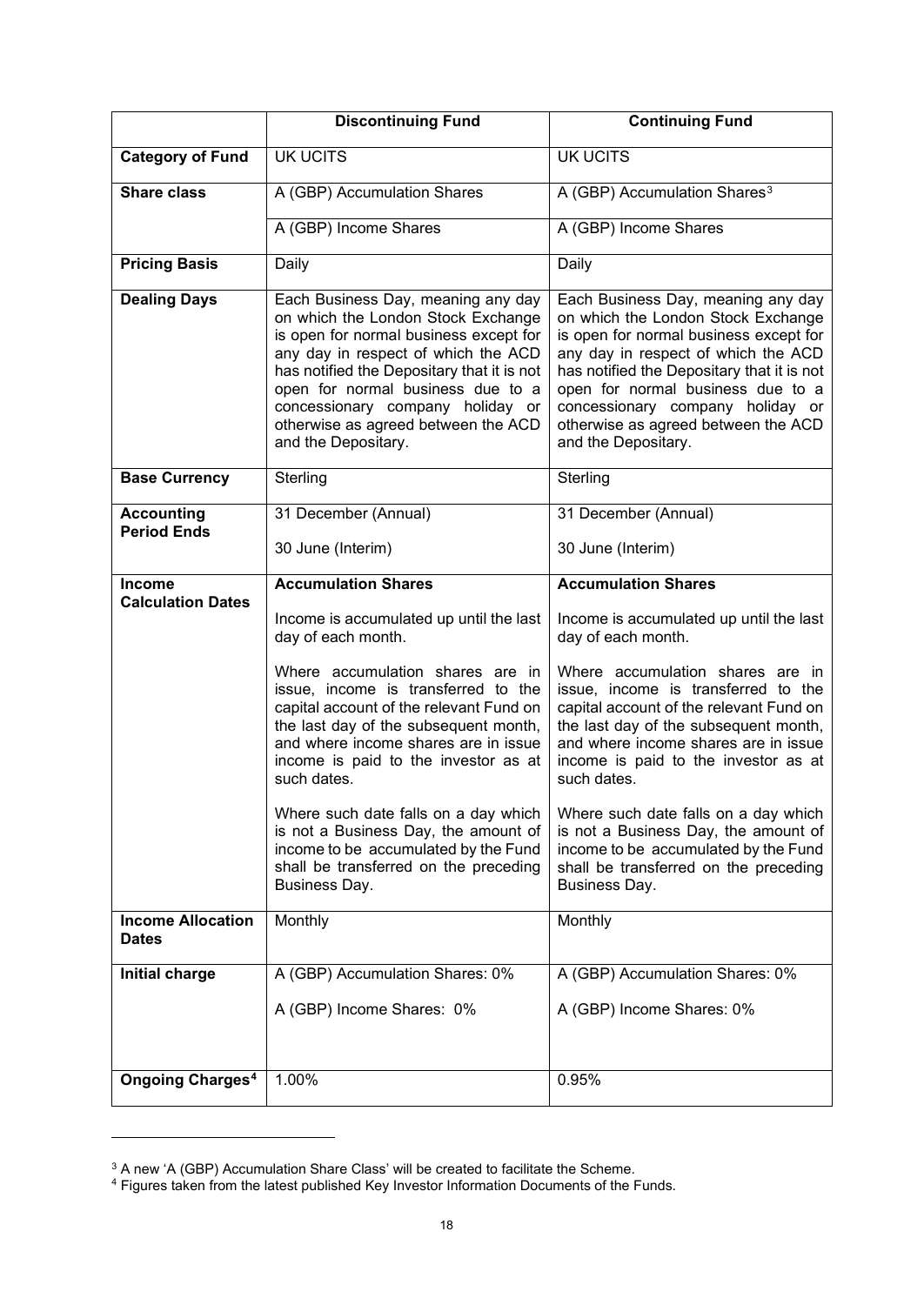| | **Discontinuing Fund** | **Continuing Fund** |
|---|---|---|
| **Category of Fund** | UK UCITS | UK UCITS |
| **Share class** | A (GBP) Accumulation Shares | A (GBP) Accumulation Shares[3] |
| | A (GBP) Income Shares | A (GBP) Income Shares |
| **Pricing Basis** | Daily | Daily |
| **Dealing Days** | Each Business Day, meaning any day on which the London Stock Exchange is open for normal business except for any day in respect of which the ACD has notified the Depositary that it is not open for normal business due to a concessionary company holiday or otherwise as agreed between the ACD and the Depositary. | Each Business Day, meaning any day on which the London Stock Exchange is open for normal business except for any day in respect of which the ACD has notified the Depositary that it is not open for normal business due to a concessionary company holiday or otherwise as agreed between the ACD and the Depositary. |
| **Base Currency** | Sterling | Sterling |
| **Accounting Period Ends** | 31 December (Annual)<br><br>30 June (Interim) | 31 December (Annual)<br><br>30 June (Interim) |
| **Income Calculation Dates** | **Accumulation Shares**<br><br>Income is accumulated up until the last day of each month.<br><br>Where accumulation shares are in issue, income is transferred to the capital account of the relevant Fund on the last day of the subsequent month, and where income shares are in issue income is paid to the investor as at such dates.<br><br>Where such date falls on a day which is not a Business Day, the amount of income to be accumulated by the Fund shall be transferred on the preceding Business Day. | **Accumulation Shares**<br><br>Income is accumulated up until the last day of each month.<br><br>Where accumulation shares are in issue, income is transferred to the capital account of the relevant Fund on the last day of the subsequent month, and where income shares are in issue income is paid to the investor as at such dates.<br><br>Where such date falls on a day which is not a Business Day, the amount of income to be accumulated by the Fund shall be transferred on the preceding Business Day. |
| **Income Allocation Dates** | Monthly | Monthly |
| **Initial charge** | A (GBP) Accumulation Shares: 0%<br><br>A (GBP) Income Shares: 0% | A (GBP) Accumulation Shares: 0%<br><br>A (GBP) Income Shares: 0% |
| **Ongoing Charges[4]** | 1.00% | 0.95% |

[3] A new 'A (GBP) Accumulation Share Class' will be created to facilitate the Scheme.
[4] Figures taken from the latest published Key Investor Information Documents of the Funds.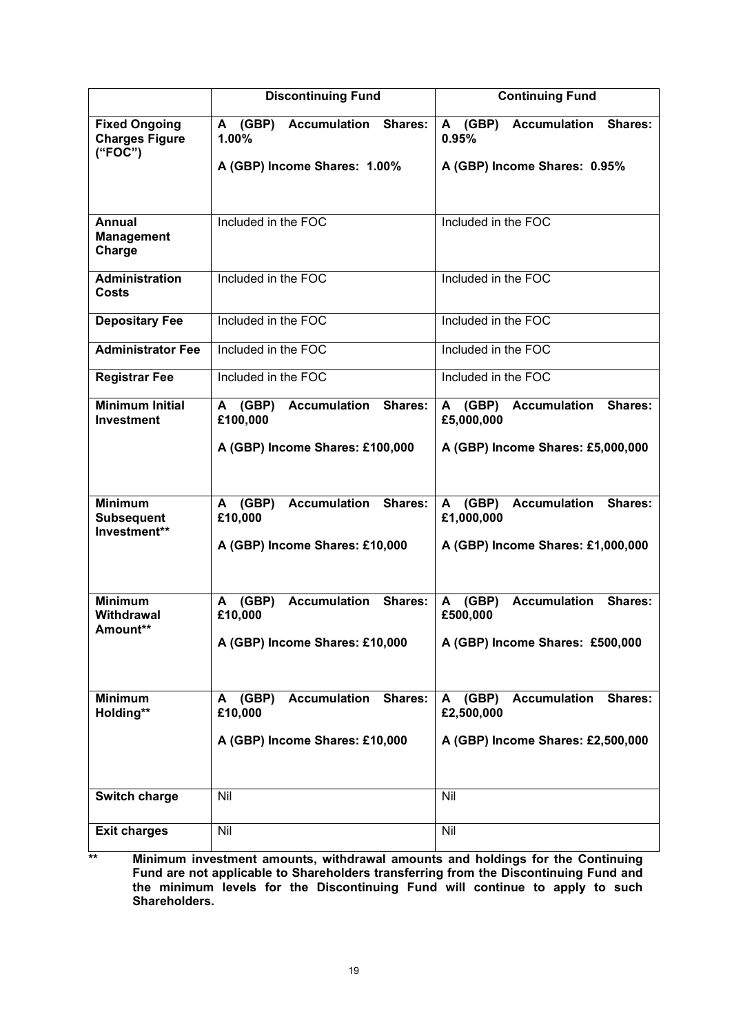| | **Discontinuing Fund** | **Continuing Fund** |
|---|---|---|
| **Fixed Ongoing Charges Figure ("FOC")** | **A (GBP) Accumulation Shares: 1.00%**<br><br>**A (GBP) Income Shares: 1.00%** | **A (GBP) Accumulation Shares: 0.95%**<br><br>**A (GBP) Income Shares: 0.95%** |
| **Annual Management Charge** | Included in the FOC | Included in the FOC |
| **Administration Costs** | Included in the FOC | Included in the FOC |
| **Depositary Fee** | Included in the FOC | Included in the FOC |
| **Administrator Fee** | Included in the FOC | Included in the FOC |
| **Registrar Fee** | Included in the FOC | Included in the FOC |
| **Minimum Initial Investment** | **A (GBP) Accumulation Shares: £100,000**<br><br>**A (GBP) Income Shares: £100,000** | **A (GBP) Accumulation Shares: £5,000,000**<br><br>**A (GBP) Income Shares: £5,000,000** |
| **Minimum Subsequent Investment**** | **A (GBP) Accumulation Shares: £10,000**<br><br>**A (GBP) Income Shares: £10,000** | **A (GBP) Accumulation Shares: £1,000,000**<br><br>**A (GBP) Income Shares: £1,000,000** |
| **Minimum Withdrawal Amount**** | **A (GBP) Accumulation Shares: £10,000**<br><br>**A (GBP) Income Shares: £10,000** | **A (GBP) Accumulation Shares: £500,000**<br><br>**A (GBP) Income Shares: £500,000** |
| **Minimum Holding**** | **A (GBP) Accumulation Shares: £10,000**<br><br>**A (GBP) Income Shares: £10,000** | **A (GBP) Accumulation Shares: £2,500,000**<br><br>**A (GBP) Income Shares: £2,500,000** |
| **Switch charge** | Nil | Nil |
| **Exit charges** | Nil | Nil |

** **Minimum investment amounts, withdrawal amounts and holdings for the Continuing Fund are not applicable to Shareholders transferring from the Discontinuing Fund and the minimum levels for the Discontinuing Fund will continue to apply to such Shareholders.**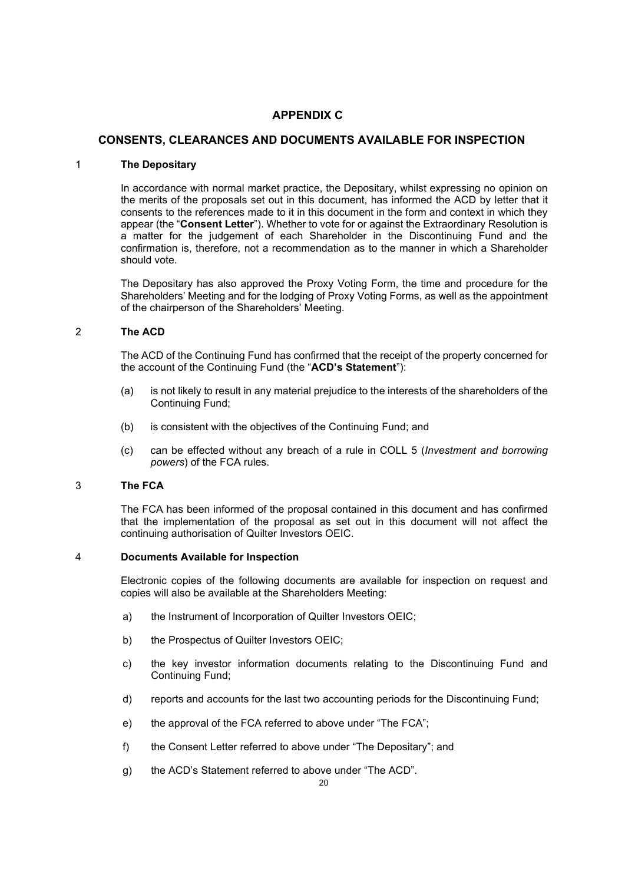# APPENDIX C

## CONSENTS, CLEARANCES AND DOCUMENTS AVAILABLE FOR INSPECTION

### 1 The Depositary

In accordance with normal market practice, the Depositary, whilst expressing no opinion on the merits of the proposals set out in this document, has informed the ACD by letter that it consents to the references made to it in this document in the form and context in which they appear (the "**Consent Letter**"). Whether to vote for or against the Extraordinary Resolution is a matter for the judgement of each Shareholder in the Discontinuing Fund and the confirmation is, therefore, not a recommendation as to the manner in which a Shareholder should vote.

The Depositary has also approved the Proxy Voting Form, the time and procedure for the Shareholders' Meeting and for the lodging of Proxy Voting Forms, as well as the appointment of the chairperson of the Shareholders' Meeting.

### 2 The ACD

The ACD of the Continuing Fund has confirmed that the receipt of the property concerned for the account of the Continuing Fund (the "**ACD's Statement**"):

(a) is not likely to result in any material prejudice to the interests of the shareholders of the Continuing Fund;

(b) is consistent with the objectives of the Continuing Fund; and

(c) can be effected without any breach of a rule in COLL 5 (*Investment and borrowing powers*) of the FCA rules.

### 3 The FCA

The FCA has been informed of the proposal contained in this document and has confirmed that the implementation of the proposal as set out in this document will not affect the continuing authorisation of Quilter Investors OEIC.

### 4 Documents Available for Inspection

Electronic copies of the following documents are available for inspection on request and copies will also be available at the Shareholders Meeting:

a) the Instrument of Incorporation of Quilter Investors OEIC;

b) the Prospectus of Quilter Investors OEIC;

c) the key investor information documents relating to the Discontinuing Fund and Continuing Fund;

d) reports and accounts for the last two accounting periods for the Discontinuing Fund;

e) the approval of the FCA referred to above under "The FCA";

f) the Consent Letter referred to above under "The Depositary"; and

g) the ACD's Statement referred to above under "The ACD".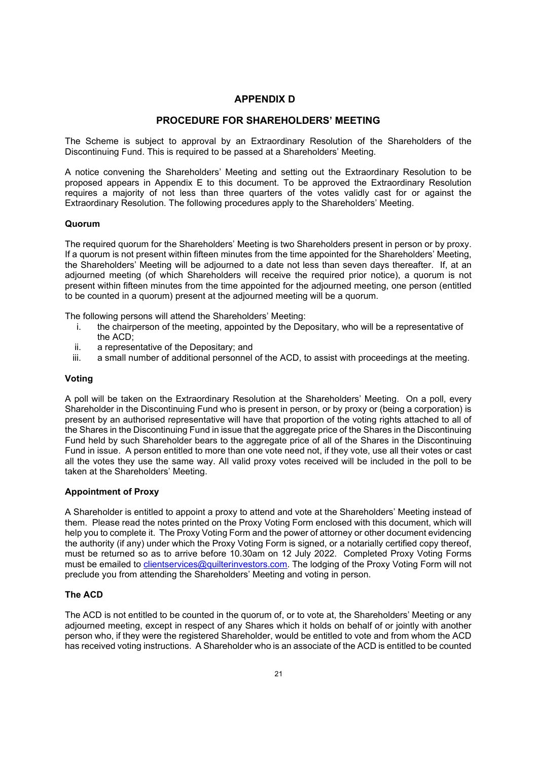# APPENDIX D

## PROCEDURE FOR SHAREHOLDERS' MEETING

The Scheme is subject to approval by an Extraordinary Resolution of the Shareholders of the Discontinuing Fund. This is required to be passed at a Shareholders' Meeting.

A notice convening the Shareholders' Meeting and setting out the Extraordinary Resolution to be proposed appears in Appendix E to this document. To be approved the Extraordinary Resolution requires a majority of not less than three quarters of the votes validly cast for or against the Extraordinary Resolution. The following procedures apply to the Shareholders' Meeting.

### Quorum

The required quorum for the Shareholders' Meeting is two Shareholders present in person or by proxy. If a quorum is not present within fifteen minutes from the time appointed for the Shareholders' Meeting, the Shareholders' Meeting will be adjourned to a date not less than seven days thereafter. If, at an adjourned meeting (of which Shareholders will receive the required prior notice), a quorum is not present within fifteen minutes from the time appointed for the adjourned meeting, one person (entitled to be counted in a quorum) present at the adjourned meeting will be a quorum.

The following persons will attend the Shareholders' Meeting:

- i. the chairperson of the meeting, appointed by the Depositary, who will be a representative of the ACD;
- ii. a representative of the Depositary; and
- iii. a small number of additional personnel of the ACD, to assist with proceedings at the meeting.

### Voting

A poll will be taken on the Extraordinary Resolution at the Shareholders' Meeting. On a poll, every Shareholder in the Discontinuing Fund who is present in person, or by proxy or (being a corporation) is present by an authorised representative will have that proportion of the voting rights attached to all of the Shares in the Discontinuing Fund in issue that the aggregate price of the Shares in the Discontinuing Fund held by such Shareholder bears to the aggregate price of all of the Shares in the Discontinuing Fund in issue. A person entitled to more than one vote need not, if they vote, use all their votes or cast all the votes they use the same way. All valid proxy votes received will be included in the poll to be taken at the Shareholders' Meeting.

### Appointment of Proxy

A Shareholder is entitled to appoint a proxy to attend and vote at the Shareholders' Meeting instead of them. Please read the notes printed on the Proxy Voting Form enclosed with this document, which will help you to complete it. The Proxy Voting Form and the power of attorney or other document evidencing the authority (if any) under which the Proxy Voting Form is signed, or a notarially certified copy thereof, must be returned so as to arrive before 10.30am on 12 July 2022. Completed Proxy Voting Forms must be emailed to clientservices@quilterinvestors.com. The lodging of the Proxy Voting Form will not preclude you from attending the Shareholders' Meeting and voting in person.

### The ACD

The ACD is not entitled to be counted in the quorum of, or to vote at, the Shareholders' Meeting or any adjourned meeting, except in respect of any Shares which it holds on behalf of or jointly with another person who, if they were the registered Shareholder, would be entitled to vote and from whom the ACD has received voting instructions. A Shareholder who is an associate of the ACD is entitled to be counted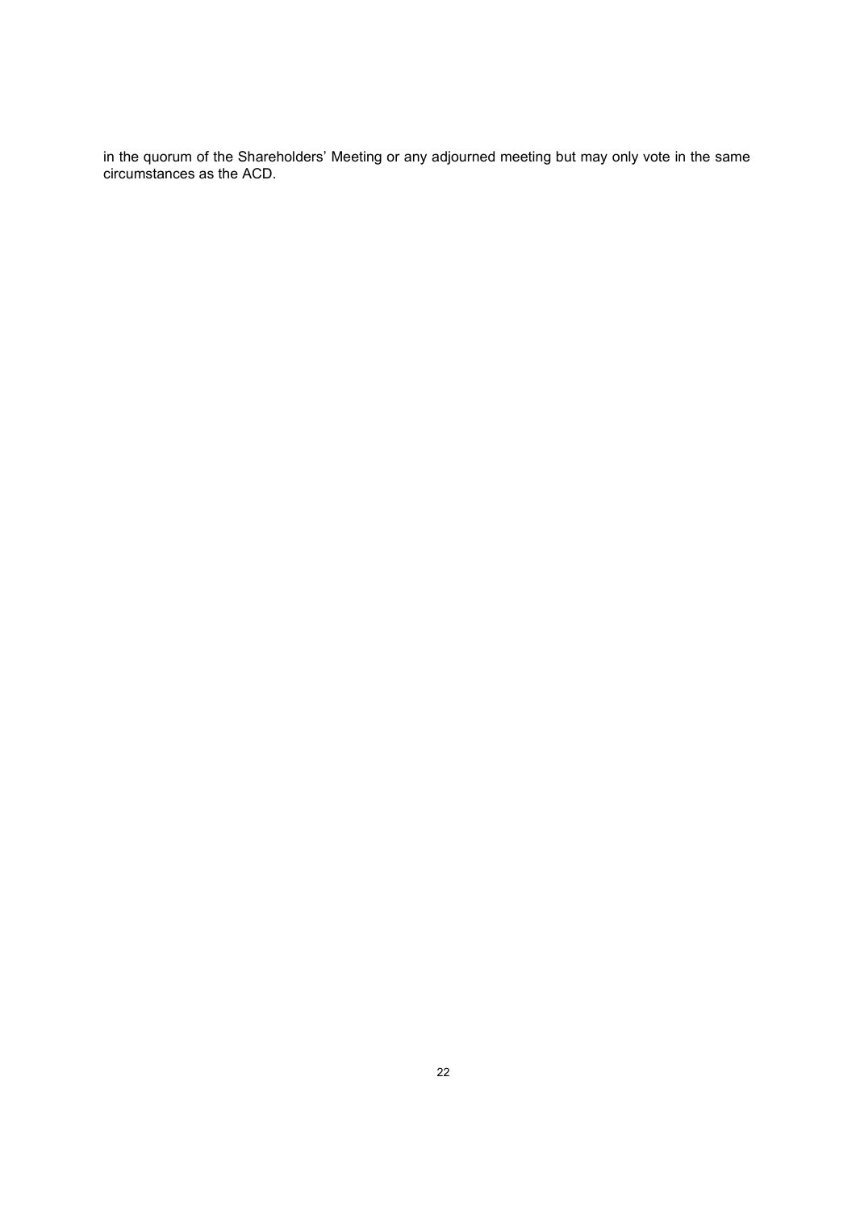in the quorum of the Shareholders' Meeting or any adjourned meeting but may only vote in the same circumstances as the ACD.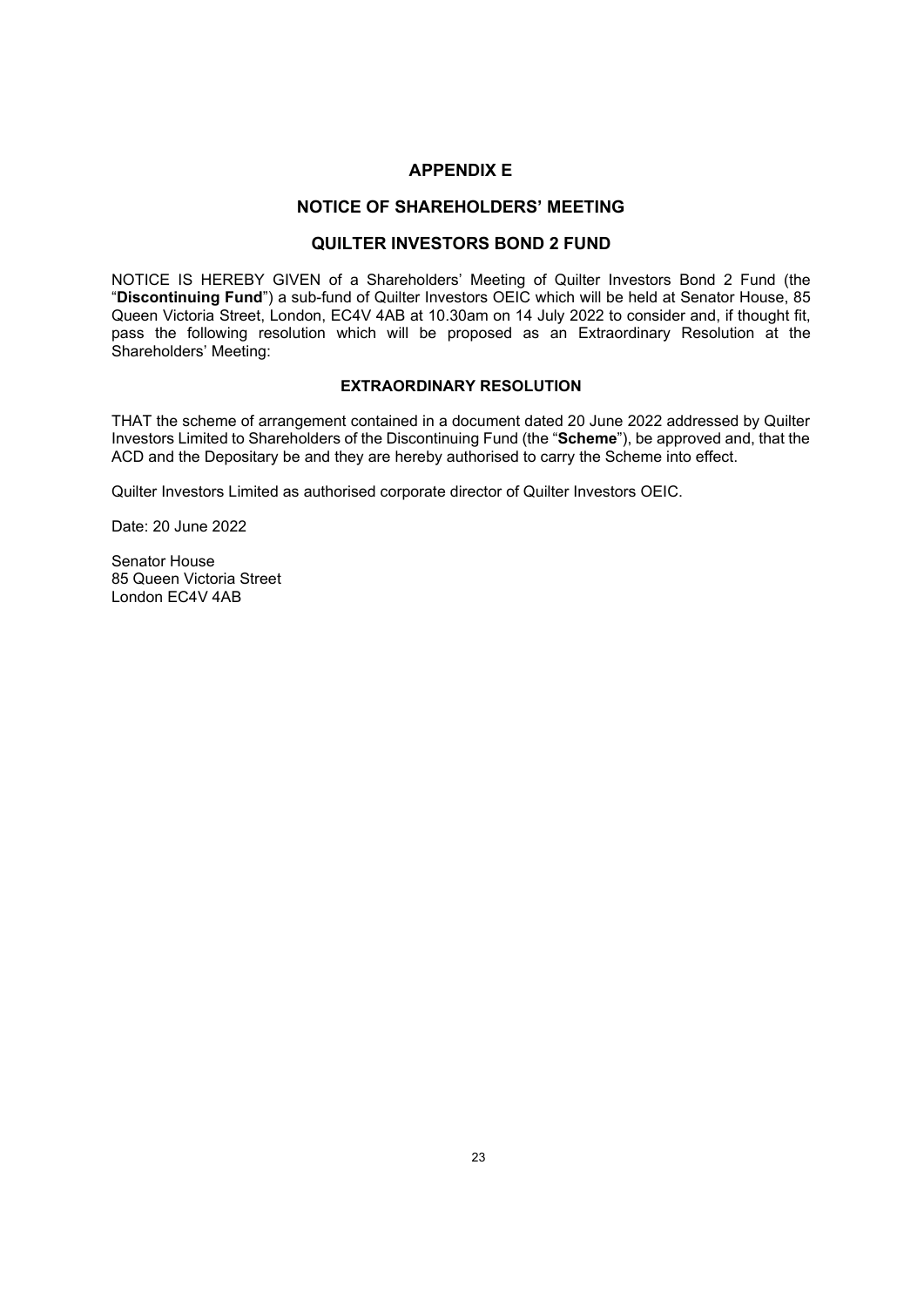# APPENDIX E

## NOTICE OF SHAREHOLDERS' MEETING

## QUILTER INVESTORS BOND 2 FUND

NOTICE IS HEREBY GIVEN of a Shareholders' Meeting of Quilter Investors Bond 2 Fund (the "**Discontinuing Fund**") a sub-fund of Quilter Investors OEIC which will be held at Senator House, 85 Queen Victoria Street, London, EC4V 4AB at 10.30am on 14 July 2022 to consider and, if thought fit, pass the following resolution which will be proposed as an Extraordinary Resolution at the Shareholders' Meeting:

### EXTRAORDINARY RESOLUTION

THAT the scheme of arrangement contained in a document dated 20 June 2022 addressed by Quilter Investors Limited to Shareholders of the Discontinuing Fund (the "**Scheme**"), be approved and, that the ACD and the Depositary be and they are hereby authorised to carry the Scheme into effect.

Quilter Investors Limited as authorised corporate director of Quilter Investors OEIC.

Date: 20 June 2022

Senator House
85 Queen Victoria Street
London EC4V 4AB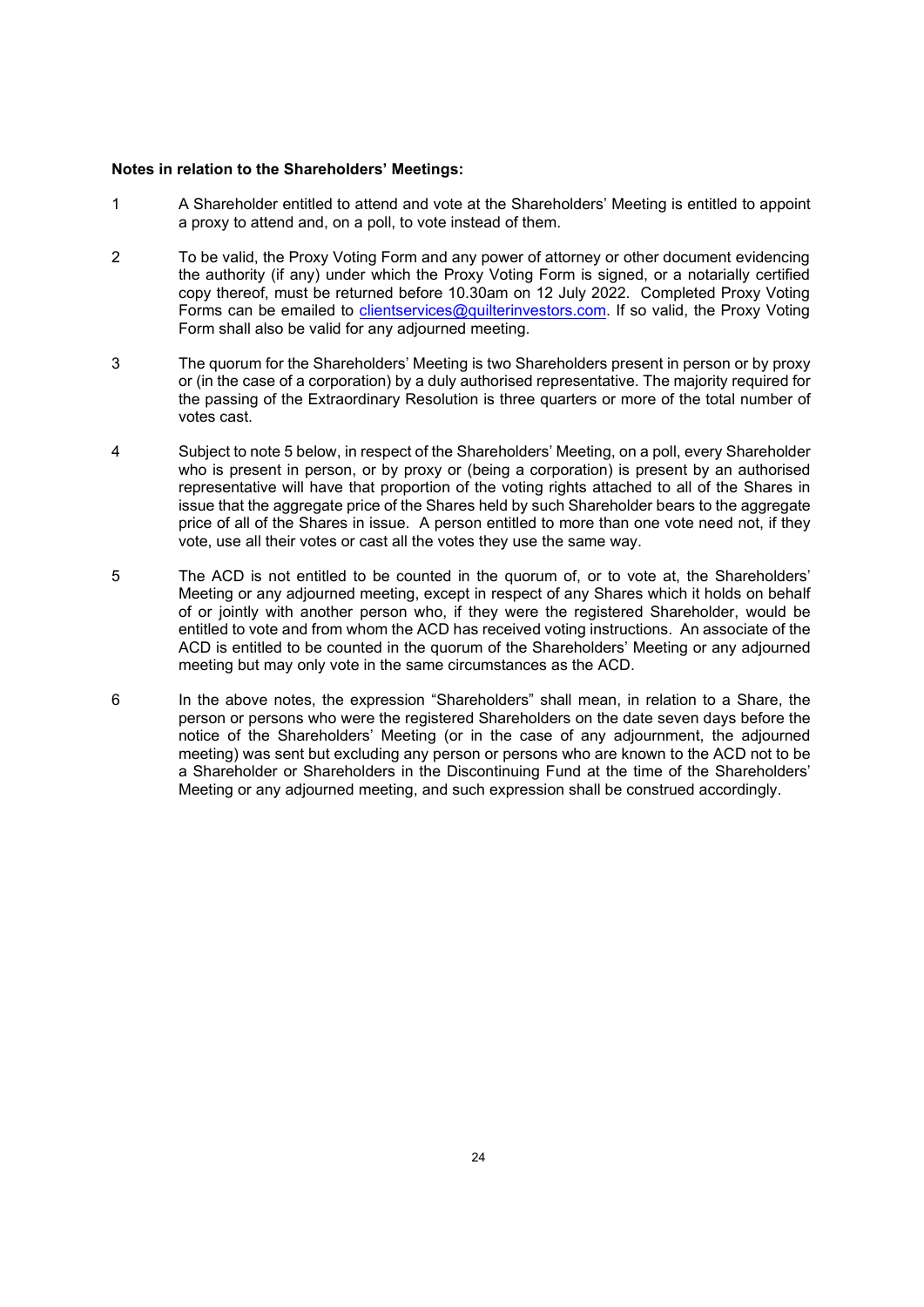**Notes in relation to the Shareholders' Meetings:**

1. A Shareholder entitled to attend and vote at the Shareholders' Meeting is entitled to appoint a proxy to attend and, on a poll, to vote instead of them.

2. To be valid, the Proxy Voting Form and any power of attorney or other document evidencing the authority (if any) under which the Proxy Voting Form is signed, or a notarially certified copy thereof, must be returned before 10.30am on 12 July 2022. Completed Proxy Voting Forms can be emailed to clientservices@quilterinvestors.com. If so valid, the Proxy Voting Form shall also be valid for any adjourned meeting.

3. The quorum for the Shareholders' Meeting is two Shareholders present in person or by proxy or (in the case of a corporation) by a duly authorised representative. The majority required for the passing of the Extraordinary Resolution is three quarters or more of the total number of votes cast.

4. Subject to note 5 below, in respect of the Shareholders' Meeting, on a poll, every Shareholder who is present in person, or by proxy or (being a corporation) is present by an authorised representative will have that proportion of the voting rights attached to all of the Shares in issue that the aggregate price of the Shares held by such Shareholder bears to the aggregate price of all of the Shares in issue. A person entitled to more than one vote need not, if they vote, use all their votes or cast all the votes they use the same way.

5. The ACD is not entitled to be counted in the quorum of, or to vote at, the Shareholders' Meeting or any adjourned meeting, except in respect of any Shares which it holds on behalf of or jointly with another person who, if they were the registered Shareholder, would be entitled to vote and from whom the ACD has received voting instructions. An associate of the ACD is entitled to be counted in the quorum of the Shareholders' Meeting or any adjourned meeting but may only vote in the same circumstances as the ACD.

6. In the above notes, the expression "Shareholders" shall mean, in relation to a Share, the person or persons who were the registered Shareholders on the date seven days before the notice of the Shareholders' Meeting (or in the case of any adjournment, the adjourned meeting) was sent but excluding any person or persons who are known to the ACD not to be a Shareholder or Shareholders in the Discontinuing Fund at the time of the Shareholders' Meeting or any adjourned meeting, and such expression shall be construed accordingly.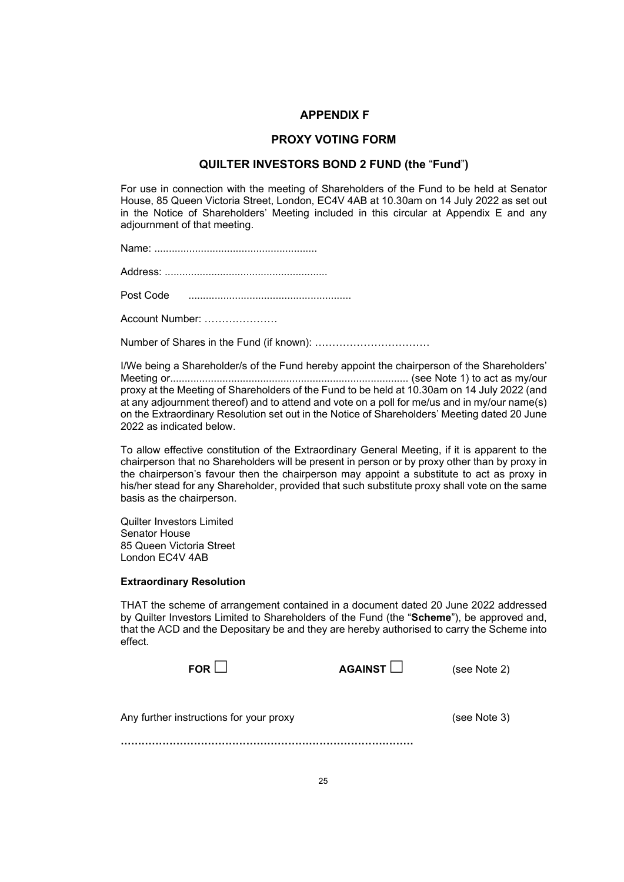## APPENDIX F

## PROXY VOTING FORM

## QUILTER INVESTORS BOND 2 FUND (the "Fund")

For use in connection with the meeting of Shareholders of the Fund to be held at Senator House, 85 Queen Victoria Street, London, EC4V 4AB at 10.30am on 14 July 2022 as set out in the Notice of Shareholders' Meeting included in this circular at Appendix E and any adjournment of that meeting.

Name: ........................................................

Address: ........................................................

Post Code ........................................................

Account Number: …………………

Number of Shares in the Fund (if known): ……………………………

I/We being a Shareholder/s of the Fund hereby appoint the chairperson of the Shareholders' Meeting or................................................................................. (see Note 1) to act as my/our proxy at the Meeting of Shareholders of the Fund to be held at 10.30am on 14 July 2022 (and at any adjournment thereof) and to attend and vote on a poll for me/us and in my/our name(s) on the Extraordinary Resolution set out in the Notice of Shareholders' Meeting dated 20 June 2022 as indicated below.

To allow effective constitution of the Extraordinary General Meeting, if it is apparent to the chairperson that no Shareholders will be present in person or by proxy other than by proxy in the chairperson's favour then the chairperson may appoint a substitute to act as proxy in his/her stead for any Shareholder, provided that such substitute proxy shall vote on the same basis as the chairperson.

Quilter Investors Limited
Senator House
85 Queen Victoria Street
London EC4V 4AB

**Extraordinary Resolution**

THAT the scheme of arrangement contained in a document dated 20 June 2022 addressed by Quilter Investors Limited to Shareholders of the Fund (the "**Scheme**"), be approved and, that the ACD and the Depositary be and they are hereby authorised to carry the Scheme into effect.

**FOR** ☐ **AGAINST** ☐ (see Note 2)

Any further instructions for your proxy (see Note 3)

…………………………………………………………………………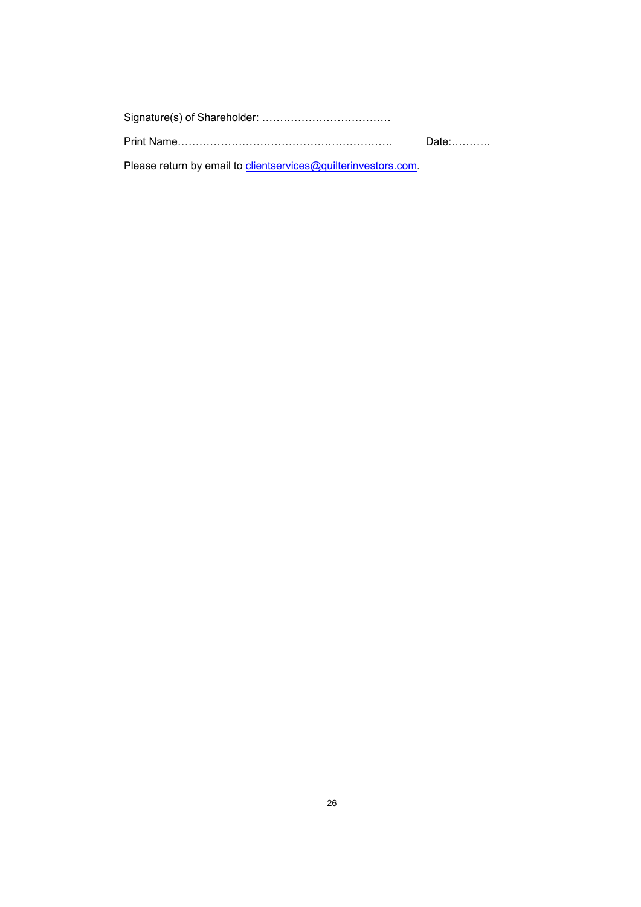Signature(s) of Shareholder: ………………………………

Print Name……………………………………………………  Date:………..

Please return by email to clientservices@quilterinvestors.com.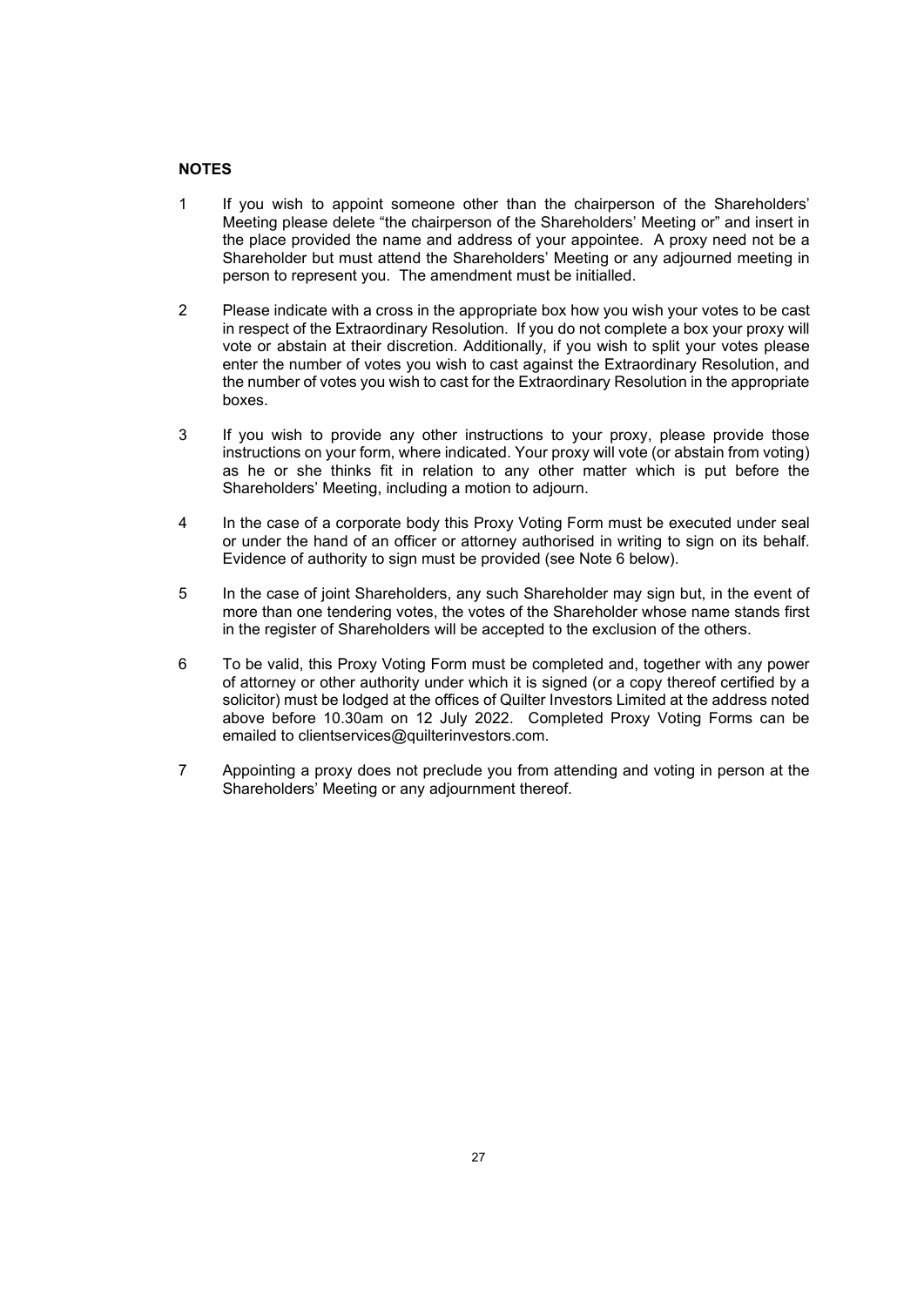**NOTES**

1. If you wish to appoint someone other than the chairperson of the Shareholders' Meeting please delete "the chairperson of the Shareholders' Meeting or" and insert in the place provided the name and address of your appointee. A proxy need not be a Shareholder but must attend the Shareholders' Meeting or any adjourned meeting in person to represent you. The amendment must be initialled.

2. Please indicate with a cross in the appropriate box how you wish your votes to be cast in respect of the Extraordinary Resolution. If you do not complete a box your proxy will vote or abstain at their discretion. Additionally, if you wish to split your votes please enter the number of votes you wish to cast against the Extraordinary Resolution, and the number of votes you wish to cast for the Extraordinary Resolution in the appropriate boxes.

3. If you wish to provide any other instructions to your proxy, please provide those instructions on your form, where indicated. Your proxy will vote (or abstain from voting) as he or she thinks fit in relation to any other matter which is put before the Shareholders' Meeting, including a motion to adjourn.

4. In the case of a corporate body this Proxy Voting Form must be executed under seal or under the hand of an officer or attorney authorised in writing to sign on its behalf. Evidence of authority to sign must be provided (see Note 6 below).

5. In the case of joint Shareholders, any such Shareholder may sign but, in the event of more than one tendering votes, the votes of the Shareholder whose name stands first in the register of Shareholders will be accepted to the exclusion of the others.

6. To be valid, this Proxy Voting Form must be completed and, together with any power of attorney or other authority under which it is signed (or a copy thereof certified by a solicitor) must be lodged at the offices of Quilter Investors Limited at the address noted above before 10.30am on 12 July 2022. Completed Proxy Voting Forms can be emailed to clientservices@quilterinvestors.com.

7. Appointing a proxy does not preclude you from attending and voting in person at the Shareholders' Meeting or any adjournment thereof.